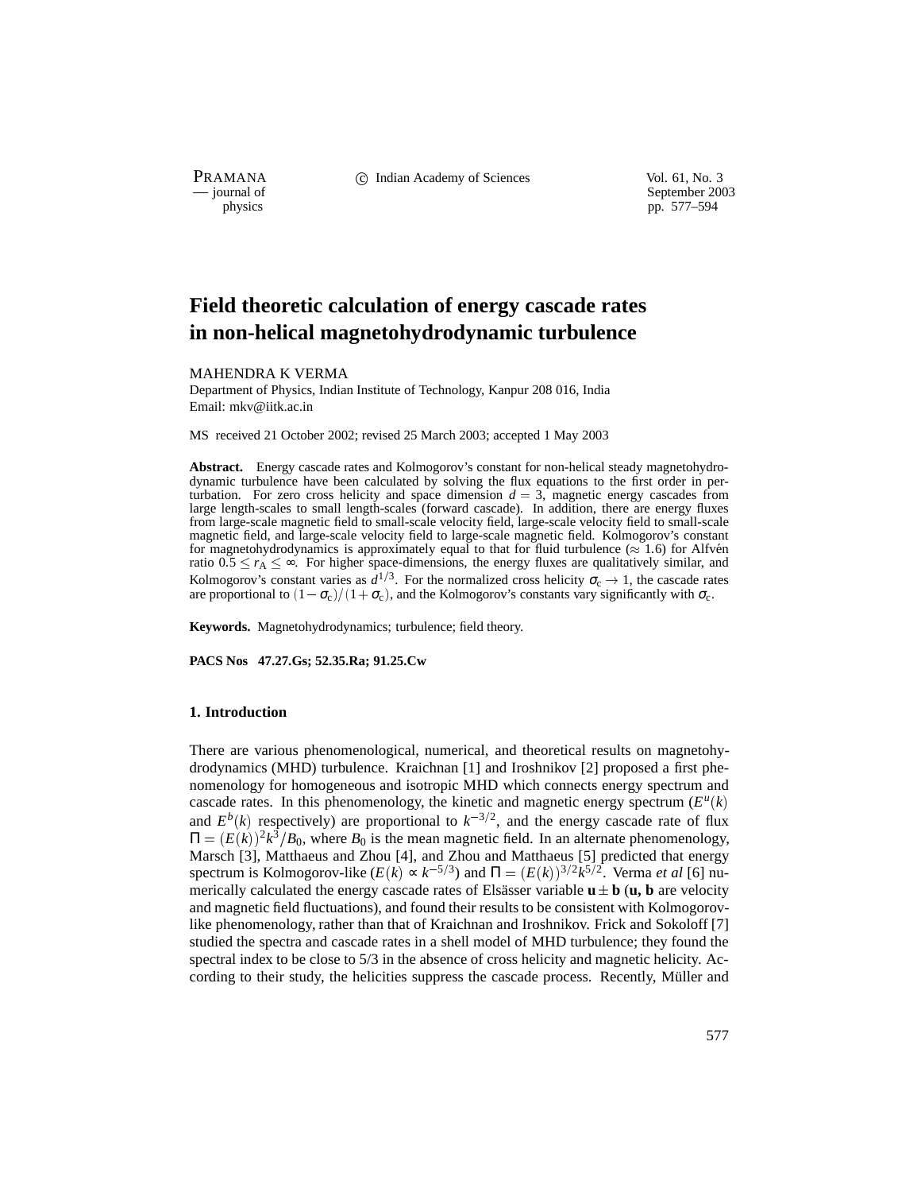# Field theoretic calculation of energy cascade rates in non-helical magnetohydrodynamic turbulence

MAHENDRA K VERMA

Department of Physics, Indian Institute of Technology, Kanpur 208 016, India
Email: mkv@iitk.ac.in

MS received 21 October 2002; revised 25 March 2003; accepted 1 May 2003

**Abstract.** Energy cascade rates and Kolmogorov's constant for non-helical steady magnetohydrodynamic turbulence have been calculated by solving the flux equations to the first order in perturbation. For zero cross helicity and space dimension $d = 3$, magnetic energy cascades from large length-scales to small length-scales (forward cascade). In addition, there are energy fluxes from large-scale magnetic field to small-scale velocity field, large-scale velocity field to small-scale magnetic field, and large-scale velocity field to large-scale magnetic field. Kolmogorov's constant for magnetohydrodynamics is approximately equal to that for fluid turbulence ($\approx 1.6$) for Alfvén ratio $0.5 \leq r_A \leq \infty$. For higher space-dimensions, the energy fluxes are qualitatively similar, and Kolmogorov's constant varies as $d^{1/3}$. For the normalized cross helicity $\sigma_c \to 1$, the cascade rates are proportional to $(1-\sigma_c)/(1+\sigma_c)$, and the Kolmogorov's constants vary significantly with $\sigma_c$.

**Keywords.** Magnetohydrodynamics; turbulence; field theory.

**PACS Nos 47.27.Gs; 52.35.Ra; 91.25.Cw**

## 1. Introduction

There are various phenomenological, numerical, and theoretical results on magnetohydrodynamics (MHD) turbulence. Kraichnan [1] and Iroshnikov [2] proposed a first phenomenology for homogeneous and isotropic MHD which connects energy spectrum and cascade rates. In this phenomenology, the kinetic and magnetic energy spectrum ($E^u(k)$ and $E^b(k)$ respectively) are proportional to $k^{-3/2}$, and the energy cascade rate of flux $\Pi = (E(k))^2 k^3 / B_0$, where $B_0$ is the mean magnetic field. In an alternate phenomenology, Marsch [3], Matthaeus and Zhou [4], and Zhou and Matthaeus [5] predicted that energy spectrum is Kolmogorov-like ($E(k) \propto k^{-5/3}$) and $\Pi = (E(k))^{3/2} k^{5/2}$. Verma *et al* [6] numerically calculated the energy cascade rates of Elsässer variable $\mathbf{u} \pm \mathbf{b}$ ($\mathbf{u}$, $\mathbf{b}$ are velocity and magnetic field fluctuations), and found their results to be consistent with Kolmogorov-like phenomenology, rather than that of Kraichnan and Iroshnikov. Frick and Sokoloff [7] studied the spectra and cascade rates in a shell model of MHD turbulence; they found the spectral index to be close to 5/3 in the absence of cross helicity and magnetic helicity. According to their study, the helicities suppress the cascade process. Recently, Müller and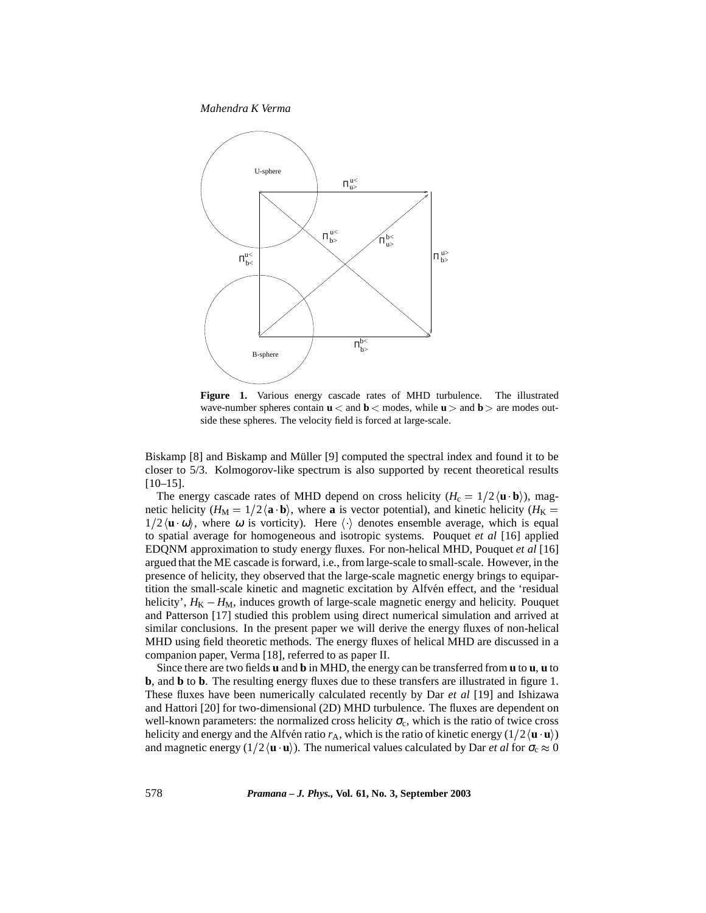**Figure 1.** Various energy cascade rates of MHD turbulence. The illustrated wave-number spheres contain $\mathbf{u}<$ and $\mathbf{b}<$ modes, while $\mathbf{u}>$ and $\mathbf{b}>$ are modes outside these spheres. The velocity field is forced at large-scale.

Biskamp [8] and Biskamp and Müller [9] computed the spectral index and found it to be closer to 5/3. Kolmogorov-like spectrum is also supported by recent theoretical results [10–15].

The energy cascade rates of MHD depend on cross helicity ($H_c = 1/2\langle \mathbf{u}\cdot\mathbf{b}\rangle$), magnetic helicity ($H_M = 1/2\langle \mathbf{a}\cdot\mathbf{b}\rangle$, where $\mathbf{a}$ is vector potential), and kinetic helicity ($H_K = 1/2\langle \mathbf{u}\cdot\omega\rangle$, where $\omega$ is vorticity). Here $\langle\cdot\rangle$ denotes ensemble average, which is equal to spatial average for homogeneous and isotropic systems. Pouquet *et al* [16] applied EDQNM approximation to study energy fluxes. For non-helical MHD, Pouquet *et al* [16] argued that the ME cascade is forward, i.e., from large-scale to small-scale. However, in the presence of helicity, they observed that the large-scale magnetic energy brings to equipartition the small-scale kinetic and magnetic excitation by Alfvén effect, and the 'residual helicity', $H_K - H_M$, induces growth of large-scale magnetic energy and helicity. Pouquet and Patterson [17] studied this problem using direct numerical simulation and arrived at similar conclusions. In the present paper we will derive the energy fluxes of non-helical MHD using field theoretic methods. The energy fluxes of helical MHD are discussed in a companion paper, Verma [18], referred to as paper II.

Since there are two fields $\mathbf{u}$ and $\mathbf{b}$ in MHD, the energy can be transferred from $\mathbf{u}$ to $\mathbf{u}$, $\mathbf{u}$ to $\mathbf{b}$, and $\mathbf{b}$ to $\mathbf{b}$. The resulting energy fluxes due to these transfers are illustrated in figure 1. These fluxes have been numerically calculated recently by Dar *et al* [19] and Ishizawa and Hattori [20] for two-dimensional (2D) MHD turbulence. The fluxes are dependent on well-known parameters: the normalized cross helicity $\sigma_c$, which is the ratio of twice cross helicity and energy and the Alfvén ratio $r_A$, which is the ratio of kinetic energy ($1/2\langle \mathbf{u}\cdot\mathbf{u}\rangle$) and magnetic energy ($1/2\langle \mathbf{u}\cdot\mathbf{u}\rangle$). The numerical values calculated by Dar *et al* for $\sigma_c \approx 0$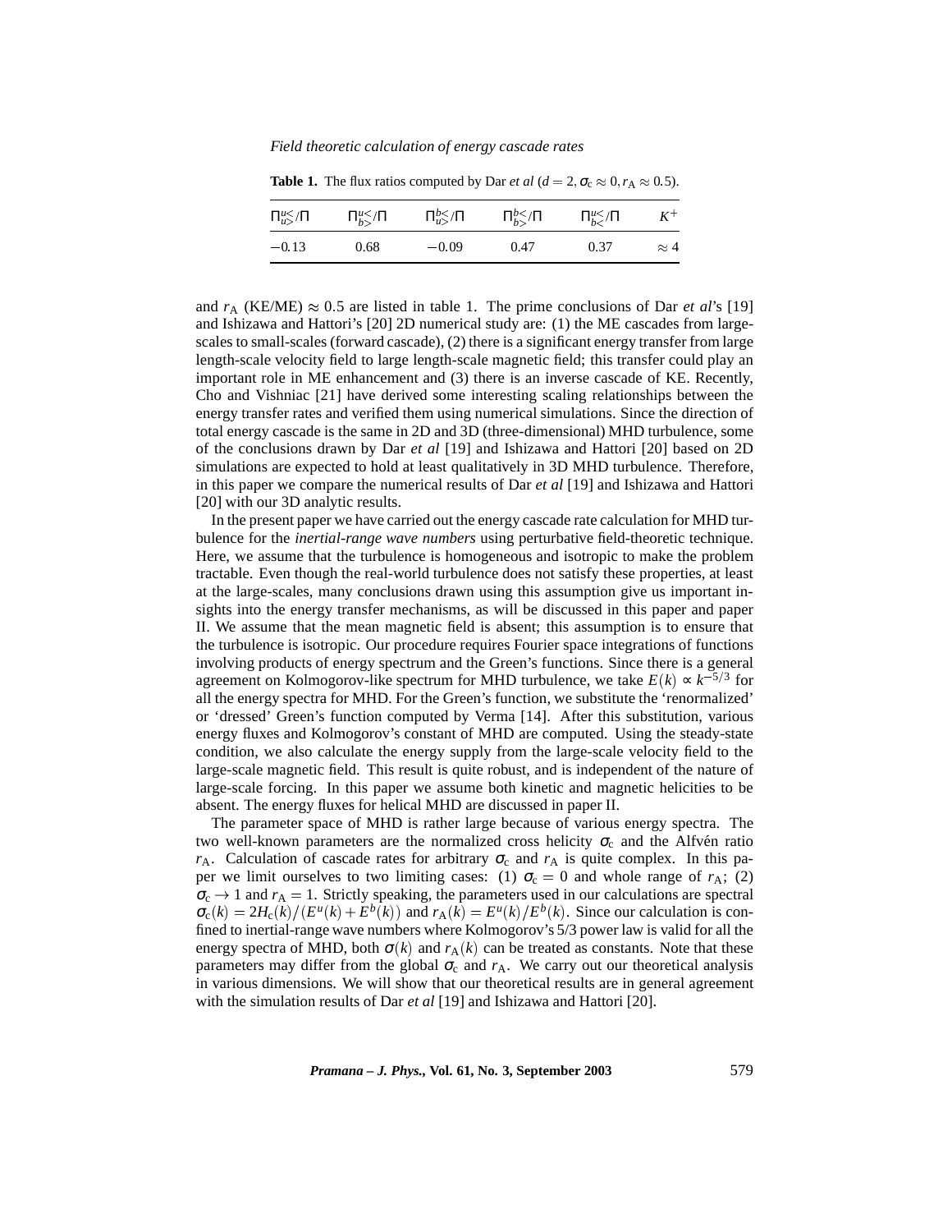**Table 1.** The flux ratios computed by Dar *et al* ($d = 2, \sigma_c \approx 0, r_A \approx 0.5$).

| $\Pi^{u<}_{u>}/\Pi$ | $\Pi^{u<}_{b>}/\Pi$ | $\Pi^{b<}_{u>}/\Pi$ | $\Pi^{b<}_{b>}/\Pi$ | $\Pi^{u<}_{b<}/\Pi$ | $K^+$ |
|---|---|---|---|---|---|
| $-0.13$ | 0.68 | $-0.09$ | 0.47 | 0.37 | $\approx 4$ |

and $r_A$ (KE/ME) $\approx 0.5$ are listed in table 1. The prime conclusions of Dar *et al*'s [19] and Ishizawa and Hattori's [20] 2D numerical study are: (1) the ME cascades from large-scales to small-scales (forward cascade), (2) there is a significant energy transfer from large length-scale velocity field to large length-scale magnetic field; this transfer could play an important role in ME enhancement and (3) there is an inverse cascade of KE. Recently, Cho and Vishniac [21] have derived some interesting scaling relationships between the energy transfer rates and verified them using numerical simulations. Since the direction of total energy cascade is the same in 2D and 3D (three-dimensional) MHD turbulence, some of the conclusions drawn by Dar *et al* [19] and Ishizawa and Hattori [20] based on 2D simulations are expected to hold at least qualitatively in 3D MHD turbulence. Therefore, in this paper we compare the numerical results of Dar *et al* [19] and Ishizawa and Hattori [20] with our 3D analytic results.

In the present paper we have carried out the energy cascade rate calculation for MHD turbulence for the *inertial-range wave numbers* using perturbative field-theoretic technique. Here, we assume that the turbulence is homogeneous and isotropic to make the problem tractable. Even though the real-world turbulence does not satisfy these properties, at least at the large-scales, many conclusions drawn using this assumption give us important insights into the energy transfer mechanisms, as will be discussed in this paper and paper II. We assume that the mean magnetic field is absent; this assumption is to ensure that the turbulence is isotropic. Our procedure requires Fourier space integrations of functions involving products of energy spectrum and the Green's functions. Since there is a general agreement on Kolmogorov-like spectrum for MHD turbulence, we take $E(k) \propto k^{-5/3}$ for all the energy spectra for MHD. For the Green's function, we substitute the 'renormalized' or 'dressed' Green's function computed by Verma [14]. After this substitution, various energy fluxes and Kolmogorov's constant of MHD are computed. Using the steady-state condition, we also calculate the energy supply from the large-scale velocity field to the large-scale magnetic field. This result is quite robust, and is independent of the nature of large-scale forcing. In this paper we assume both kinetic and magnetic helicities to be absent. The energy fluxes for helical MHD are discussed in paper II.

The parameter space of MHD is rather large because of various energy spectra. The two well-known parameters are the normalized cross helicity $\sigma_c$ and the Alfvén ratio $r_A$. Calculation of cascade rates for arbitrary $\sigma_c$ and $r_A$ is quite complex. In this paper we limit ourselves to two limiting cases: (1) $\sigma_c = 0$ and whole range of $r_A$; (2) $\sigma_c \to 1$ and $r_A = 1$. Strictly speaking, the parameters used in our calculations are spectral $\sigma_c(k) = 2H_c(k)/(E^u(k) + E^b(k))$ and $r_A(k) = E^u(k)/E^b(k)$. Since our calculation is confined to inertial-range wave numbers where Kolmogorov's 5/3 power law is valid for all the energy spectra of MHD, both $\sigma(k)$ and $r_A(k)$ can be treated as constants. Note that these parameters may differ from the global $\sigma_c$ and $r_A$. We carry out our theoretical analysis in various dimensions. We will show that our theoretical results are in general agreement with the simulation results of Dar *et al* [19] and Ishizawa and Hattori [20].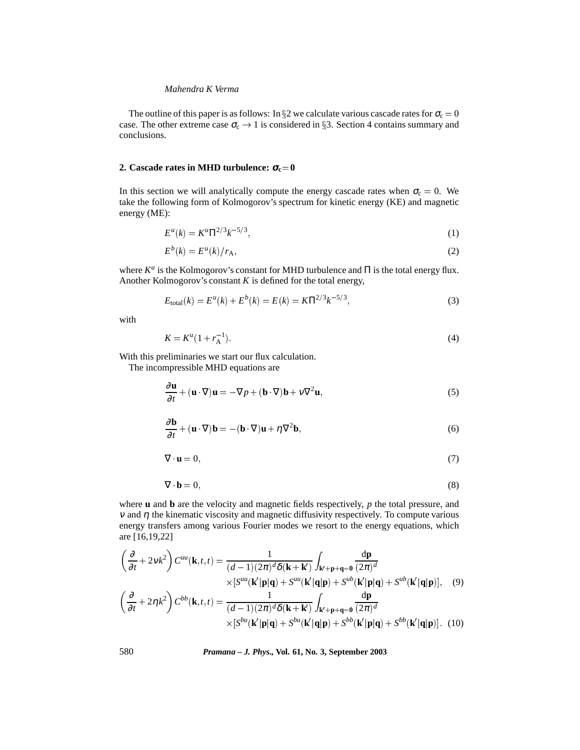The outline of this paper is as follows: In §2 we calculate various cascade rates for $\sigma_c = 0$ case. The other extreme case $\sigma_c \to 1$ is considered in §3. Section 4 contains summary and conclusions.

## 2. Cascade rates in MHD turbulence: $\sigma_c = 0$

In this section we will analytically compute the energy cascade rates when $\sigma_c = 0$. We take the following form of Kolmogorov's spectrum for kinetic energy (KE) and magnetic energy (ME):

$$E^u(k) = K^u \Pi^{2/3} k^{-5/3}, \tag{1}$$

$$E^b(k) = E^u(k)/r_A, \tag{2}$$

where $K^u$ is the Kolmogorov's constant for MHD turbulence and $\Pi$ is the total energy flux. Another Kolmogorov's constant $K$ is defined for the total energy,

$$E_{\text{total}}(k) = E^u(k) + E^b(k) = E(k) = K \Pi^{2/3} k^{-5/3}, \tag{3}$$

with

$$K = K^u(1 + r_A^{-1}). \tag{4}$$

With this preliminaries we start our flux calculation.

The incompressible MHD equations are

$$\frac{\partial \mathbf{u}}{\partial t} + (\mathbf{u} \cdot \nabla)\mathbf{u} = -\nabla p + (\mathbf{b} \cdot \nabla)\mathbf{b} + \nu \nabla^2 \mathbf{u}, \tag{5}$$

$$\frac{\partial \mathbf{b}}{\partial t} + (\mathbf{u} \cdot \nabla)\mathbf{b} = -(\mathbf{b} \cdot \nabla)\mathbf{u} + \eta \nabla^2 \mathbf{b}, \tag{6}$$

$$\nabla \cdot \mathbf{u} = 0, \tag{7}$$

$$\nabla \cdot \mathbf{b} = 0, \tag{8}$$

where $\mathbf{u}$ and $\mathbf{b}$ are the velocity and magnetic fields respectively, $p$ the total pressure, and $\nu$ and $\eta$ the kinematic viscosity and magnetic diffusivity respectively. To compute various energy transfers among various Fourier modes we resort to the energy equations, which are [16,19,22]

$$\left(\frac{\partial}{\partial t} + 2\nu k^2\right) C^{uu}(\mathbf{k}, t, t) = \frac{1}{(d-1)(2\pi)^d \delta(\mathbf{k} + \mathbf{k}')} \int_{\mathbf{k}' + \mathbf{p} + \mathbf{q} = \mathbf{0}} \frac{\mathrm{d}\mathbf{p}}{(2\pi)^d} \times [S^{uu}(\mathbf{k}'|\mathbf{p}|\mathbf{q}) + S^{uu}(\mathbf{k}'|\mathbf{q}|\mathbf{p}) + S^{ub}(\mathbf{k}'|\mathbf{p}|\mathbf{q}) + S^{ub}(\mathbf{k}'|\mathbf{q}|\mathbf{p})], \tag{9}$$

$$\left(\frac{\partial}{\partial t} + 2\eta k^2\right) C^{bb}(\mathbf{k}, t, t) = \frac{1}{(d-1)(2\pi)^d \delta(\mathbf{k} + \mathbf{k}')} \int_{\mathbf{k}' + \mathbf{p} + \mathbf{q} = \mathbf{0}} \frac{\mathrm{d}\mathbf{p}}{(2\pi)^d} \times [S^{bu}(\mathbf{k}'|\mathbf{p}|\mathbf{q}) + S^{bu}(\mathbf{k}'|\mathbf{q}|\mathbf{p}) + S^{bb}(\mathbf{k}'|\mathbf{p}|\mathbf{q}) + S^{bb}(\mathbf{k}'|\mathbf{q}|\mathbf{p})]. \tag{10}$$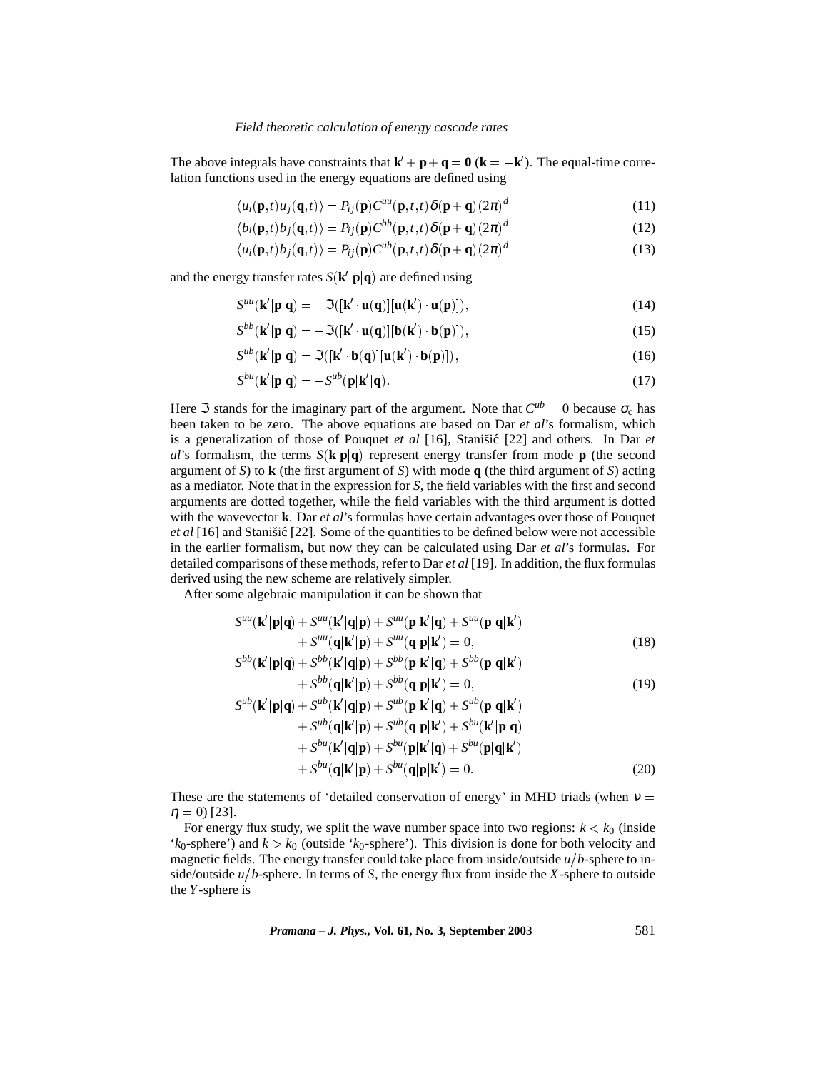The above integrals have constraints that $\mathbf{k}' + \mathbf{p} + \mathbf{q} = \mathbf{0}$ ($\mathbf{k} = -\mathbf{k}'$). The equal-time correlation functions used in the energy equations are defined using

$$\langle u_i(\mathbf{p},t) u_j(\mathbf{q},t) \rangle = P_{ij}(\mathbf{p}) C^{uu}(\mathbf{p},t,t) \delta(\mathbf{p}+\mathbf{q}) (2\pi)^d \tag{11}$$

$$\langle b_i(\mathbf{p},t) b_j(\mathbf{q},t) \rangle = P_{ij}(\mathbf{p}) C^{bb}(\mathbf{p},t,t) \delta(\mathbf{p}+\mathbf{q}) (2\pi)^d \tag{12}$$

$$\langle u_i(\mathbf{p},t) b_j(\mathbf{q},t) \rangle = P_{ij}(\mathbf{p}) C^{ub}(\mathbf{p},t,t) \delta(\mathbf{p}+\mathbf{q}) (2\pi)^d \tag{13}$$

and the energy transfer rates $S(\mathbf{k}'|\mathbf{p}|\mathbf{q})$ are defined using

$$S^{uu}(\mathbf{k}'|\mathbf{p}|\mathbf{q}) = -\Im([\mathbf{k}' \cdot \mathbf{u}(\mathbf{q})][\mathbf{u}(\mathbf{k}') \cdot \mathbf{u}(\mathbf{p})]), \tag{14}$$

$$S^{bb}(\mathbf{k}'|\mathbf{p}|\mathbf{q}) = -\Im([\mathbf{k}' \cdot \mathbf{u}(\mathbf{q})][\mathbf{b}(\mathbf{k}') \cdot \mathbf{b}(\mathbf{p})]), \tag{15}$$

$$S^{ub}(\mathbf{k}'|\mathbf{p}|\mathbf{q}) = \Im([\mathbf{k}' \cdot \mathbf{b}(\mathbf{q})][\mathbf{u}(\mathbf{k}') \cdot \mathbf{b}(\mathbf{p})]), \tag{16}$$

$$S^{bu}(\mathbf{k}'|\mathbf{p}|\mathbf{q}) = -S^{ub}(\mathbf{p}|\mathbf{k}'|\mathbf{q}). \tag{17}$$

Here $\Im$ stands for the imaginary part of the argument. Note that $C^{ub} = 0$ because $\sigma_c$ has been taken to be zero. The above equations are based on Dar *et al*'s formalism, which is a generalization of those of Pouquet *et al* [16], Stanišić [22] and others. In Dar *et al*'s formalism, the terms $S(\mathbf{k}|\mathbf{p}|\mathbf{q})$ represent energy transfer from mode $\mathbf{p}$ (the second argument of $S$) to $\mathbf{k}$ (the first argument of $S$) with mode $\mathbf{q}$ (the third argument of $S$) acting as a mediator. Note that in the expression for $S$, the field variables with the first and second arguments are dotted together, while the field variables with the third argument is dotted with the wavevector $\mathbf{k}$. Dar *et al*'s formulas have certain advantages over those of Pouquet *et al* [16] and Stanišić [22]. Some of the quantities to be defined below were not accessible in the earlier formalism, but now they can be calculated using Dar *et al*'s formulas. For detailed comparisons of these methods, refer to Dar *et al* [19]. In addition, the flux formulas derived using the new scheme are relatively simpler.

After some algebraic manipulation it can be shown that

$$\begin{aligned} &S^{uu}(\mathbf{k}'|\mathbf{p}|\mathbf{q}) + S^{uu}(\mathbf{k}'|\mathbf{q}|\mathbf{p}) + S^{uu}(\mathbf{p}|\mathbf{k}'|\mathbf{q}) + S^{uu}(\mathbf{p}|\mathbf{q}|\mathbf{k}') \\ &\quad + S^{uu}(\mathbf{q}|\mathbf{k}'|\mathbf{p}) + S^{uu}(\mathbf{q}|\mathbf{p}|\mathbf{k}') = 0, \end{aligned} \tag{18}$$

$$\begin{aligned} &S^{bb}(\mathbf{k}'|\mathbf{p}|\mathbf{q}) + S^{bb}(\mathbf{k}'|\mathbf{q}|\mathbf{p}) + S^{bb}(\mathbf{p}|\mathbf{k}'|\mathbf{q}) + S^{bb}(\mathbf{p}|\mathbf{q}|\mathbf{k}') \\ &\quad + S^{bb}(\mathbf{q}|\mathbf{k}'|\mathbf{p}) + S^{bb}(\mathbf{q}|\mathbf{p}|\mathbf{k}') = 0, \end{aligned} \tag{19}$$

$$\begin{aligned} &S^{ub}(\mathbf{k}'|\mathbf{p}|\mathbf{q}) + S^{ub}(\mathbf{k}'|\mathbf{q}|\mathbf{p}) + S^{ub}(\mathbf{p}|\mathbf{k}'|\mathbf{q}) + S^{ub}(\mathbf{p}|\mathbf{q}|\mathbf{k}') \\ &\quad + S^{ub}(\mathbf{q}|\mathbf{k}'|\mathbf{p}) + S^{ub}(\mathbf{q}|\mathbf{p}|\mathbf{k}') + S^{bu}(\mathbf{k}'|\mathbf{p}|\mathbf{q}) \\ &\quad + S^{bu}(\mathbf{k}'|\mathbf{q}|\mathbf{p}) + S^{bu}(\mathbf{p}|\mathbf{k}'|\mathbf{q}) + S^{bu}(\mathbf{p}|\mathbf{q}|\mathbf{k}') \\ &\quad + S^{bu}(\mathbf{q}|\mathbf{k}'|\mathbf{p}) + S^{bu}(\mathbf{q}|\mathbf{p}|\mathbf{k}') = 0. \end{aligned} \tag{20}$$

These are the statements of 'detailed conservation of energy' in MHD triads (when $\nu = \eta = 0$) [23].

For energy flux study, we split the wave number space into two regions: $k < k_0$ (inside '$k_0$-sphere') and $k > k_0$ (outside '$k_0$-sphere'). This division is done for both velocity and magnetic fields. The energy transfer could take place from inside/outside $u/b$-sphere to inside/outside $u/b$-sphere. In terms of $S$, the energy flux from inside the $X$-sphere to outside the $Y$-sphere is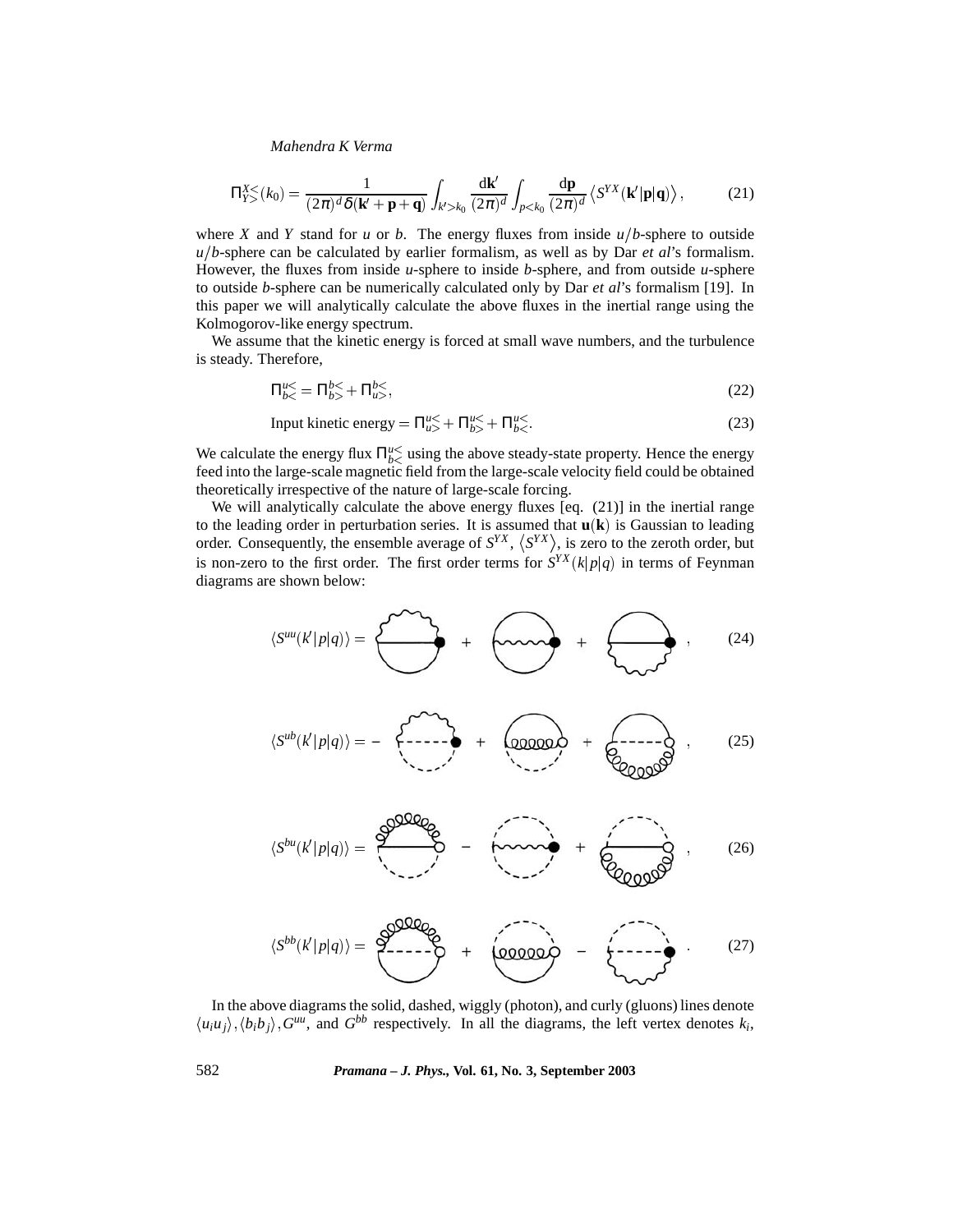$$\Pi^{X<}_{Y>}(k_0) = \frac{1}{(2\pi)^d \delta(\mathbf{k}' + \mathbf{p} + \mathbf{q})} \int_{k'>k_0} \frac{d\mathbf{k}'}{(2\pi)^d} \int_{p<k_0} \frac{d\mathbf{p}}{(2\pi)^d} \left\langle S^{YX}(\mathbf{k}'|\mathbf{p}|\mathbf{q}) \right\rangle, \tag{21}$$

where $X$ and $Y$ stand for $u$ or $b$. The energy fluxes from inside $u/b$-sphere to outside $u/b$-sphere can be calculated by earlier formalism, as well as by Dar *et al*'s formalism. However, the fluxes from inside $u$-sphere to inside $b$-sphere, and from outside $u$-sphere to outside $b$-sphere can be numerically calculated only by Dar *et al*'s formalism [19]. In this paper we will analytically calculate the above fluxes in the inertial range using the Kolmogorov-like energy spectrum.

We assume that the kinetic energy is forced at small wave numbers, and the turbulence is steady. Therefore,

$$\Pi^{u<}_{b<} = \Pi^{b<}_{b>} + \Pi^{b<}_{u>}, \tag{22}$$

$$\text{Input kinetic energy} = \Pi^{u<}_{u>} + \Pi^{u<}_{b>} + \Pi^{u<}_{b<}. \tag{23}$$

We calculate the energy flux $\Pi^{u<}_{b<}$ using the above steady-state property. Hence the energy feed into the large-scale magnetic field from the large-scale velocity field could be obtained theoretically irrespective of the nature of large-scale forcing.

We will analytically calculate the above energy fluxes [eq. (21)] in the inertial range to the leading order in perturbation series. It is assumed that $\mathbf{u}(\mathbf{k})$ is Gaussian to leading order. Consequently, the ensemble average of $S^{YX}$, $\langle S^{YX} \rangle$, is zero to the zeroth order, but is non-zero to the first order. The first order terms for $S^{YX}(k|p|q)$ in terms of Feynman diagrams are shown below:

$$\langle S^{uu}(k'|p|q) \rangle = [\text{diagram}] + [\text{diagram}] + [\text{diagram}], \tag{24}$$

$$\langle S^{ub}(k'|p|q) \rangle = -[\text{diagram}] + [\text{diagram}] + [\text{diagram}], \tag{25}$$

$$\langle S^{bu}(k'|p|q) \rangle = [\text{diagram}] - [\text{diagram}] + [\text{diagram}], \tag{26}$$

$$\langle S^{bb}(k'|p|q) \rangle = [\text{diagram}] + [\text{diagram}] - [\text{diagram}]. \tag{27}$$

In the above diagrams the solid, dashed, wiggly (photon), and curly (gluons) lines denote $\langle u_i u_j \rangle, \langle b_i b_j \rangle, G^{uu}$, and $G^{bb}$ respectively. In all the diagrams, the left vertex denotes $k_i$,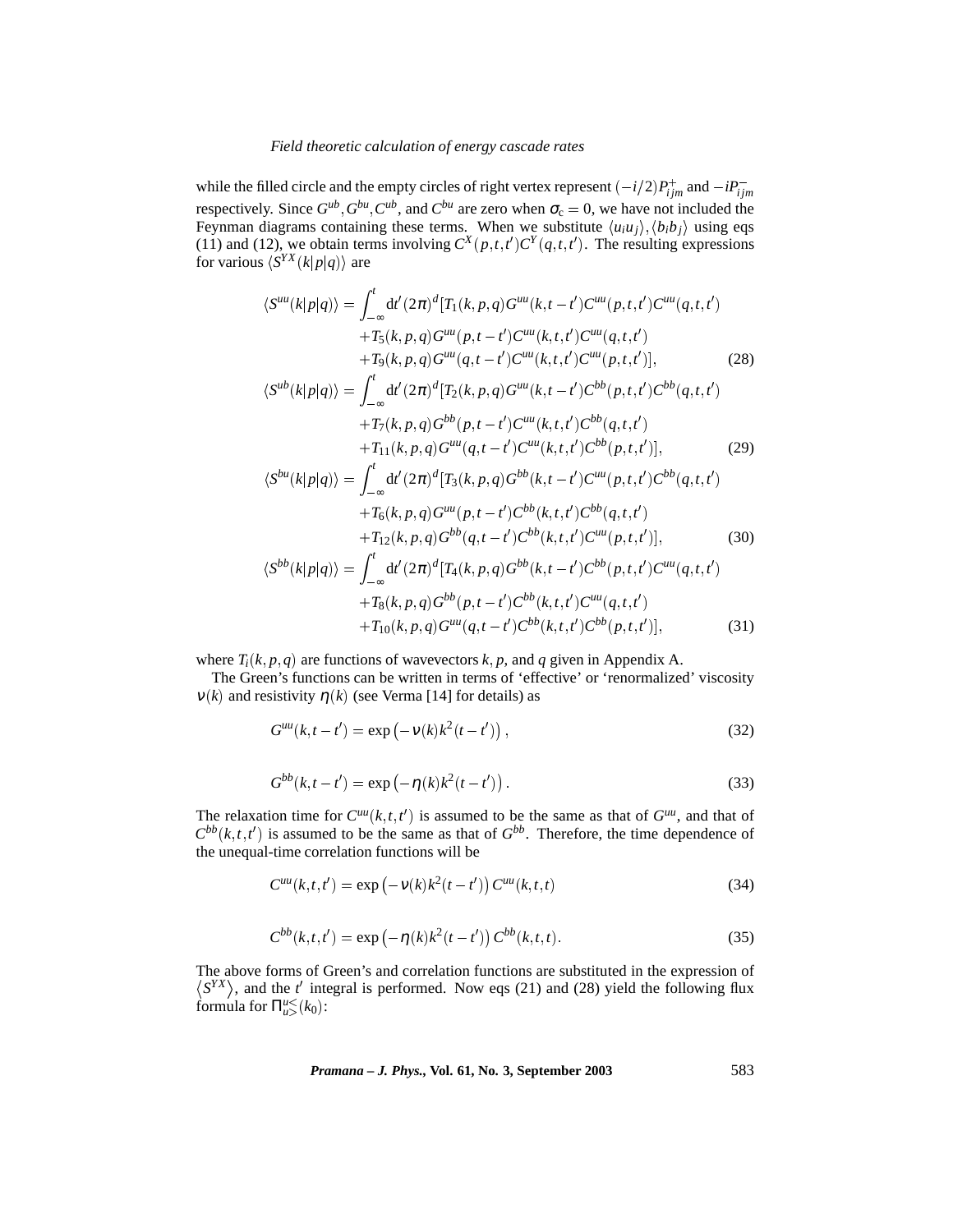while the filled circle and the empty circles of right vertex represent $(-i/2)P^{+}_{ijm}$ and $-iP^{-}_{ijm}$ respectively. Since $G^{ub}, G^{bu}, C^{ub}$, and $C^{bu}$ are zero when $\sigma_c = 0$, we have not included the Feynman diagrams containing these terms. When we substitute $\langle u_i u_j \rangle, \langle b_i b_j \rangle$ using eqs (11) and (12), we obtain terms involving $C^X(p,t,t')C^Y(q,t,t')$. The resulting expressions for various $\langle S^{YX}(k|p|q) \rangle$ are

$$
\begin{aligned}
\langle S^{uu}(k|p|q)\rangle = \int_{-\infty}^{t} \mathrm{d}t' (2\pi)^d [ & T_1(k,p,q) G^{uu}(k,t-t') C^{uu}(p,t,t') C^{uu}(q,t,t') \\
& + T_5(k,p,q) G^{uu}(p,t-t') C^{uu}(k,t,t') C^{uu}(q,t,t') \\
& + T_9(k,p,q) G^{uu}(q,t-t') C^{uu}(k,t,t') C^{uu}(p,t,t')], \qquad (28)
\end{aligned}
$$

$$
\begin{aligned}
\langle S^{ub}(k|p|q)\rangle = \int_{-\infty}^{t} \mathrm{d}t' (2\pi)^d [ & T_2(k,p,q) G^{uu}(k,t-t') C^{bb}(p,t,t') C^{bb}(q,t,t') \\
& + T_7(k,p,q) G^{bb}(p,t-t') C^{uu}(k,t,t') C^{bb}(q,t,t') \\
& + T_{11}(k,p,q) G^{uu}(q,t-t') C^{uu}(k,t,t') C^{bb}(p,t,t')], \qquad (29)
\end{aligned}
$$

$$
\begin{aligned}
\langle S^{bu}(k|p|q)\rangle = \int_{-\infty}^{t} \mathrm{d}t' (2\pi)^d [ & T_3(k,p,q) G^{bb}(k,t-t') C^{uu}(p,t,t') C^{bb}(q,t,t') \\
& + T_6(k,p,q) G^{uu}(p,t-t') C^{bb}(k,t,t') C^{bb}(q,t,t') \\
& + T_{12}(k,p,q) G^{bb}(q,t-t') C^{bb}(k,t,t') C^{uu}(p,t,t')], \qquad (30)
\end{aligned}
$$

$$
\begin{aligned}
\langle S^{bb}(k|p|q)\rangle = \int_{-\infty}^{t} \mathrm{d}t' (2\pi)^d [ & T_4(k,p,q) G^{bb}(k,t-t') C^{bb}(p,t,t') C^{uu}(q,t,t') \\
& + T_8(k,p,q) G^{bb}(p,t-t') C^{bb}(k,t,t') C^{uu}(q,t,t') \\
& + T_{10}(k,p,q) G^{uu}(q,t-t') C^{bb}(k,t,t') C^{bb}(p,t,t')], \qquad (31)
\end{aligned}
$$

where $T_i(k,p,q)$ are functions of wavevectors $k$, $p$, and $q$ given in Appendix A.

The Green's functions can be written in terms of 'effective' or 'renormalized' viscosity $\nu(k)$ and resistivity $\eta(k)$ (see Verma [14] for details) as

$$
G^{uu}(k,t-t') = \exp\left(-\nu(k)k^2(t-t')\right), \qquad (32)
$$

$$
G^{bb}(k,t-t') = \exp\left(-\eta(k)k^2(t-t')\right). \qquad (33)
$$

The relaxation time for $C^{uu}(k,t,t')$ is assumed to be the same as that of $G^{uu}$, and that of $C^{bb}(k,t,t')$ is assumed to be the same as that of $G^{bb}$. Therefore, the time dependence of the unequal-time correlation functions will be

$$
C^{uu}(k,t,t') = \exp\left(-\nu(k)k^2(t-t')\right) C^{uu}(k,t,t) \qquad (34)
$$

$$
C^{bb}(k,t,t') = \exp\left(-\eta(k)k^2(t-t')\right) C^{bb}(k,t,t). \qquad (35)
$$

The above forms of Green's and correlation functions are substituted in the expression of $\langle S^{YX} \rangle$, and the $t'$ integral is performed. Now eqs (21) and (28) yield the following flux formula for $\Pi^{u<}_{u>}(k_0)$: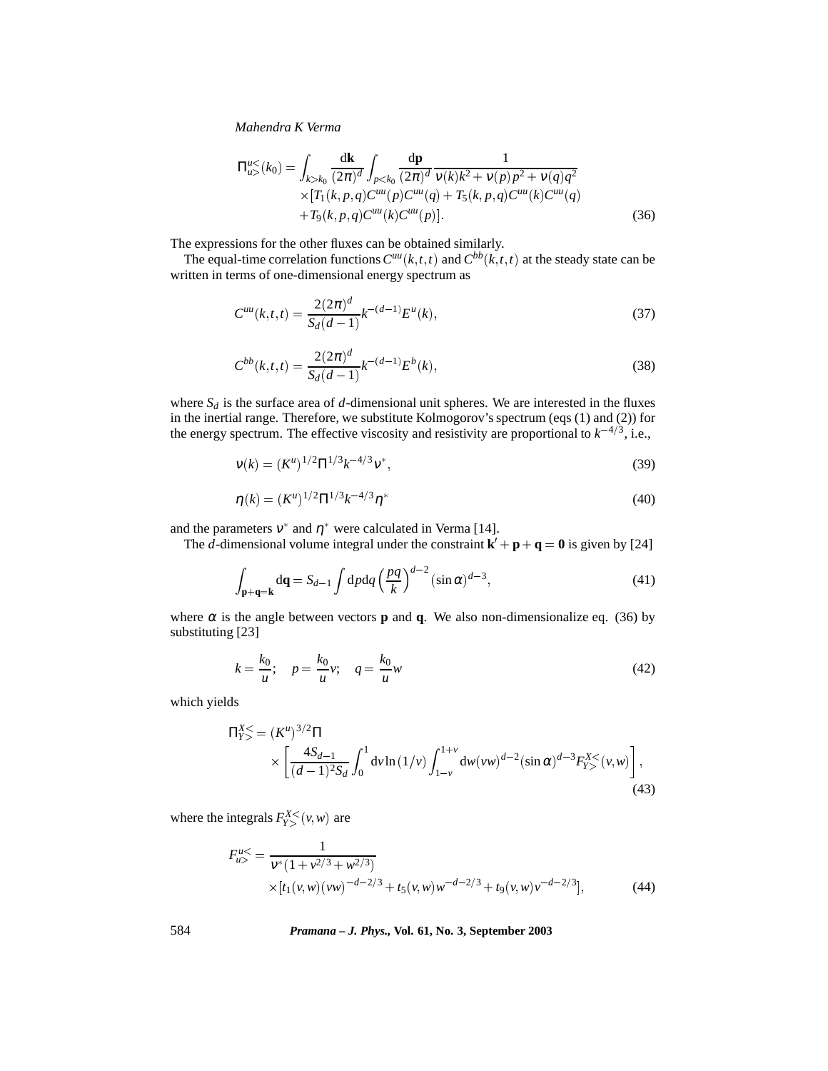$$\Pi^{u<}_{u>}(k_0) = \int_{k>k_0} \frac{\mathrm{d}\mathbf{k}}{(2\pi)^d} \int_{p<k_0} \frac{\mathrm{d}\mathbf{p}}{(2\pi)^d} \frac{1}{\nu(k)k^2 + \nu(p)p^2 + \nu(q)q^2}$$
$$\times [T_1(k,p,q)C^{uu}(p)C^{uu}(q) + T_5(k,p,q)C^{uu}(k)C^{uu}(q)$$
$$+T_9(k,p,q)C^{uu}(k)C^{uu}(p)]. \tag{36}$$

The expressions for the other fluxes can be obtained similarly.

The equal-time correlation functions $C^{uu}(k,t,t)$ and $C^{bb}(k,t,t)$ at the steady state can be written in terms of one-dimensional energy spectrum as

$$C^{uu}(k,t,t) = \frac{2(2\pi)^d}{S_d(d-1)} k^{-(d-1)} E^u(k), \tag{37}$$

$$C^{bb}(k,t,t) = \frac{2(2\pi)^d}{S_d(d-1)} k^{-(d-1)} E^b(k), \tag{38}$$

where $S_d$ is the surface area of $d$-dimensional unit spheres. We are interested in the fluxes in the inertial range. Therefore, we substitute Kolmogorov's spectrum (eqs (1) and (2)) for the energy spectrum. The effective viscosity and resistivity are proportional to $k^{-4/3}$, i.e.,

$$\nu(k) = (K^u)^{1/2} \Pi^{1/3} k^{-4/3} \nu^*, \tag{39}$$

$$\eta(k) = (K^u)^{1/2} \Pi^{1/3} k^{-4/3} \eta^* \tag{40}$$

and the parameters $\nu^*$ and $\eta^*$ were calculated in Verma [14].

The $d$-dimensional volume integral under the constraint $\mathbf{k}' + \mathbf{p} + \mathbf{q} = \mathbf{0}$ is given by [24]

$$\int_{\mathbf{p}+\mathbf{q}=\mathbf{k}} \mathrm{d}\mathbf{q} = S_{d-1} \int \mathrm{d}p\mathrm{d}q \left(\frac{pq}{k}\right)^{d-2} (\sin\alpha)^{d-3}, \tag{41}$$

where $\alpha$ is the angle between vectors $\mathbf{p}$ and $\mathbf{q}$. We also non-dimensionalize eq. (36) by substituting [23]

$$k = \frac{k_0}{u}; \quad p = \frac{k_0}{u} v; \quad q = \frac{k_0}{u} w \tag{42}$$

which yields

$$\Pi^{X<}_{Y>} = (K^u)^{3/2} \Pi$$
$$\times \left[ \frac{4S_{d-1}}{(d-1)^2 S_d} \int_0^1 \mathrm{d}v \ln(1/v) \int_{1-v}^{1+v} \mathrm{d}w (vw)^{d-2} (\sin\alpha)^{d-3} F^{X<}_{Y>}(v,w) \right], \tag{43}$$

where the integrals $F^{X<}_{Y>}(v,w)$ are

$$F^{u<}_{u>} = \frac{1}{\nu^*(1 + v^{2/3} + w^{2/3})}$$
$$\times [t_1(v,w)(vw)^{-d-2/3} + t_5(v,w) w^{-d-2/3} + t_9(v,w) v^{-d-2/3}], \tag{44}$$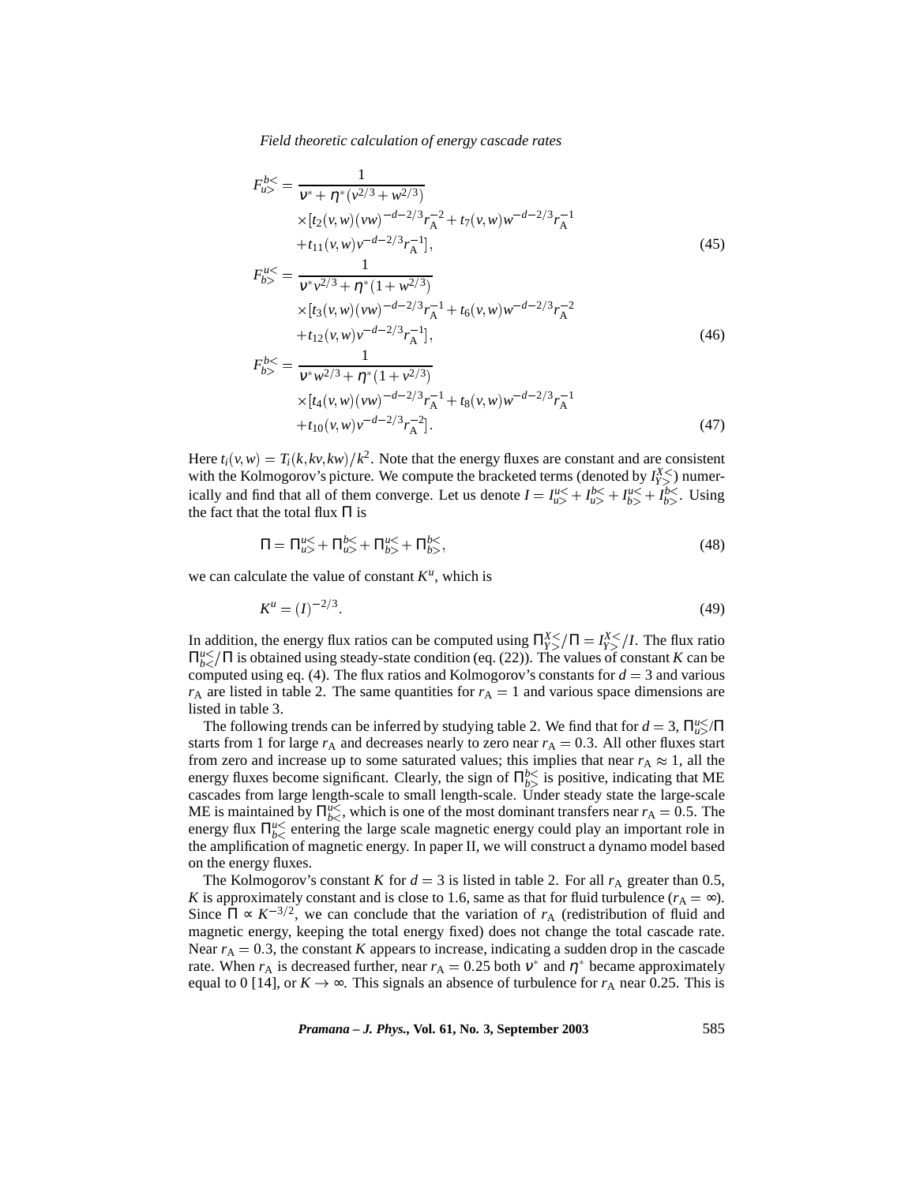$$
\begin{aligned}
F^{b<}_{u>} = & \frac{1}{\nu^* + \eta^*(v^{2/3} + w^{2/3})} \\
& \times [t_2(v,w)(vw)^{-d-2/3} r_A^{-2} + t_7(v,w) w^{-d-2/3} r_A^{-1} \\
& + t_{11}(v,w) v^{-d-2/3} r_A^{-1}],
\end{aligned} \tag{45}
$$

$$
\begin{aligned}
F^{u<}_{b>} = & \frac{1}{\nu^* v^{2/3} + \eta^*(1 + w^{2/3})} \\
& \times [t_3(v,w)(vw)^{-d-2/3} r_A^{-1} + t_6(v,w) w^{-d-2/3} r_A^{-2} \\
& + t_{12}(v,w) v^{-d-2/3} r_A^{-1}],
\end{aligned} \tag{46}
$$

$$
\begin{aligned}
F^{b<}_{b>} = & \frac{1}{\nu^* w^{2/3} + \eta^*(1 + v^{2/3})} \\
& \times [t_4(v,w)(vw)^{-d-2/3} r_A^{-1} + t_8(v,w) w^{-d-2/3} r_A^{-1} \\
& + t_{10}(v,w) v^{-d-2/3} r_A^{-2}].
\end{aligned} \tag{47}
$$

Here $t_i(v,w) = T_i(k,kv,kw)/k^2$. Note that the energy fluxes are constant and are consistent with the Kolmogorov's picture. We compute the bracketed terms (denoted by $I^{X<}_{Y>}$) numerically and find that all of them converge. Let us denote $I = I^{u<}_{u>} + I^{b<}_{u>} + I^{u<}_{b>} + I^{b<}_{b>}$. Using the fact that the total flux $\Pi$ is

$$
\Pi = \Pi^{u<}_{u>} + \Pi^{b<}_{u>} + \Pi^{u<}_{b>} + \Pi^{b<}_{b>}, \tag{48}
$$

we can calculate the value of constant $K^u$, which is

$$
K^u = (I)^{-2/3}. \tag{49}
$$

In addition, the energy flux ratios can be computed using $\Pi^{X<}_{Y>}/\Pi = I^{X<}_{Y>}/I$. The flux ratio $\Pi^{u<}_{b<}/\Pi$ is obtained using steady-state condition (eq. (22)). The values of constant $K$ can be computed using eq. (4). The flux ratios and Kolmogorov's constants for $d = 3$ and various $r_A$ are listed in table 2. The same quantities for $r_A = 1$ and various space dimensions are listed in table 3.

The following trends can be inferred by studying table 2. We find that for $d = 3$, $\Pi^{u<}_{u>}/\Pi$ starts from 1 for large $r_A$ and decreases nearly to zero near $r_A = 0.3$. All other fluxes start from zero and increase up to some saturated values; this implies that near $r_A \approx 1$, all the energy fluxes become significant. Clearly, the sign of $\Pi^{b<}_{b>}$ is positive, indicating that ME cascades from large length-scale to small length-scale. Under steady state the large-scale ME is maintained by $\Pi^{u<}_{b<}$, which is one of the most dominant transfers near $r_A = 0.5$. The energy flux $\Pi^{u<}_{b<}$ entering the large scale magnetic energy could play an important role in the amplification of magnetic energy. In paper II, we will construct a dynamo model based on the energy fluxes.

The Kolmogorov's constant $K$ for $d = 3$ is listed in table 2. For all $r_A$ greater than 0.5, $K$ is approximately constant and is close to 1.6, same as that for fluid turbulence ($r_A = \infty$). Since $\Pi \propto K^{-3/2}$, we can conclude that the variation of $r_A$ (redistribution of fluid and magnetic energy, keeping the total energy fixed) does not change the total cascade rate. Near $r_A = 0.3$, the constant $K$ appears to increase, indicating a sudden drop in the cascade rate. When $r_A$ is decreased further, near $r_A = 0.25$ both $\nu^*$ and $\eta^*$ became approximately equal to 0 [14], or $K \to \infty$. This signals an absence of turbulence for $r_A$ near 0.25. This is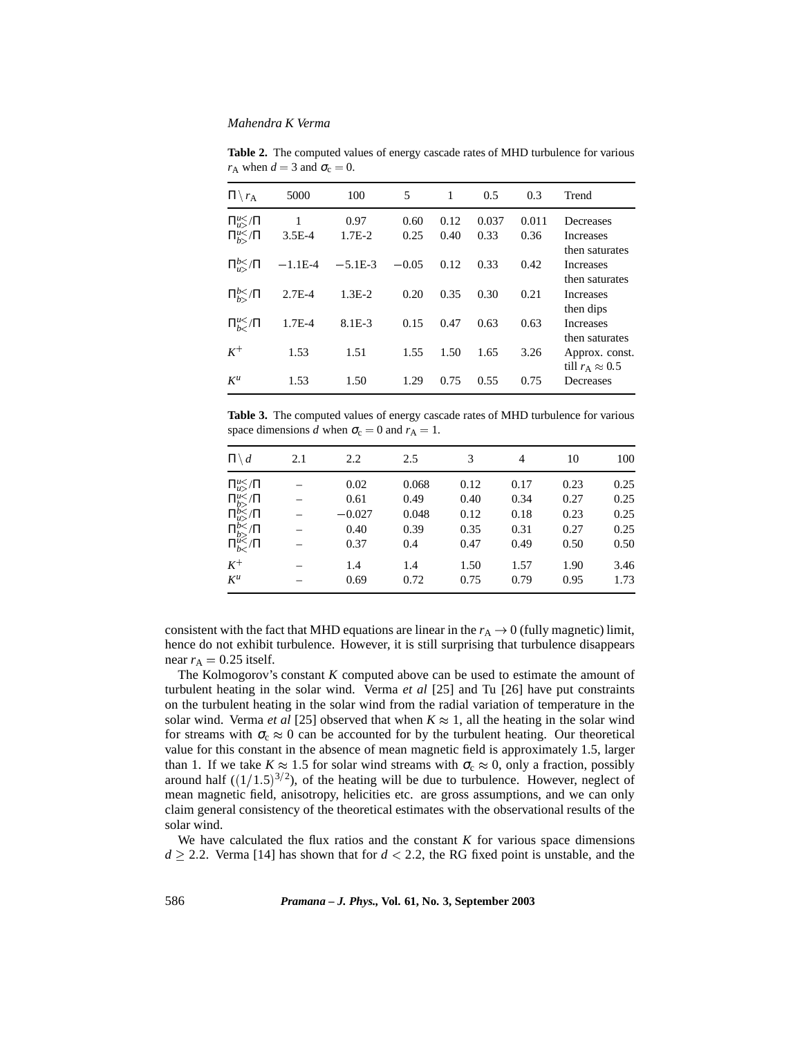**Table 2.** The computed values of energy cascade rates of MHD turbulence for various $r_{\rm A}$ when $d = 3$ and $\sigma_{\rm c} = 0$.

| $\Pi \setminus r_{\rm A}$ | 5000 | 100 | 5 | 1 | 0.5 | 0.3 | Trend |
|---|---|---|---|---|---|---|---|
| $\Pi^{u<}_{u>}/\Pi$ | 1 | 0.97 | 0.60 | 0.12 | 0.037 | 0.011 | Decreases |
| $\Pi^{u<}_{b>}/\Pi$ | 3.5E-4 | 1.7E-2 | 0.25 | 0.40 | 0.33 | 0.36 | Increases then saturates |
| $\Pi^{b<}_{u>}/\Pi$ | −1.1E-4 | −5.1E-3 | −0.05 | 0.12 | 0.33 | 0.42 | Increases then saturates |
| $\Pi^{b<}_{b>}/\Pi$ | 2.7E-4 | 1.3E-2 | 0.20 | 0.35 | 0.30 | 0.21 | Increases then dips |
| $\Pi^{u<}_{b<}/\Pi$ | 1.7E-4 | 8.1E-3 | 0.15 | 0.47 | 0.63 | 0.63 | Increases then saturates |
| $K^+$ | 1.53 | 1.51 | 1.55 | 1.50 | 1.65 | 3.26 | Approx. const. till $r_{\rm A} \approx 0.5$ |
| $K^u$ | 1.53 | 1.50 | 1.29 | 0.75 | 0.55 | 0.75 | Decreases |

**Table 3.** The computed values of energy cascade rates of MHD turbulence for various space dimensions $d$ when $\sigma_{\rm c} = 0$ and $r_{\rm A} = 1$.

| $\Pi \setminus d$ | 2.1 | 2.2 | 2.5 | 3 | 4 | 10 | 100 |
|---|---|---|---|---|---|---|---|
| $\Pi^{u<}_{u>}/\Pi$ | – | 0.02 | 0.068 | 0.12 | 0.17 | 0.23 | 0.25 |
| $\Pi^{u<}_{b>}/\Pi$ | – | 0.61 | 0.49 | 0.40 | 0.34 | 0.27 | 0.25 |
| $\Pi^{b<}_{u>}/\Pi$ | – | −0.027 | 0.048 | 0.12 | 0.18 | 0.23 | 0.25 |
| $\Pi^{b<}_{b>}/\Pi$ | – | 0.40 | 0.39 | 0.35 | 0.31 | 0.27 | 0.25 |
| $\Pi^{u<}_{b<}/\Pi$ | – | 0.37 | 0.4 | 0.47 | 0.49 | 0.50 | 0.50 |
| $K^+$ | – | 1.4 | 1.4 | 1.50 | 1.57 | 1.90 | 3.46 |
| $K^u$ | – | 0.69 | 0.72 | 0.75 | 0.79 | 0.95 | 1.73 |

consistent with the fact that MHD equations are linear in the $r_{\rm A} \to 0$ (fully magnetic) limit, hence do not exhibit turbulence. However, it is still surprising that turbulence disappears near $r_{\rm A} = 0.25$ itself.

The Kolmogorov's constant $K$ computed above can be used to estimate the amount of turbulent heating in the solar wind. Verma *et al* [25] and Tu [26] have put constraints on the turbulent heating in the solar wind from the radial variation of temperature in the solar wind. Verma *et al* [25] observed that when $K \approx 1$, all the heating in the solar wind for streams with $\sigma_{\rm c} \approx 0$ can be accounted for by the turbulent heating. Our theoretical value for this constant in the absence of mean magnetic field is approximately 1.5, larger than 1. If we take $K \approx 1.5$ for solar wind streams with $\sigma_{\rm c} \approx 0$, only a fraction, possibly around half ($(1/1.5)^{3/2}$), of the heating will be due to turbulence. However, neglect of mean magnetic field, anisotropy, helicities etc. are gross assumptions, and we can only claim general consistency of the theoretical estimates with the observational results of the solar wind.

We have calculated the flux ratios and the constant $K$ for various space dimensions $d \geq 2.2$. Verma [14] has shown that for $d < 2.2$, the RG fixed point is unstable, and the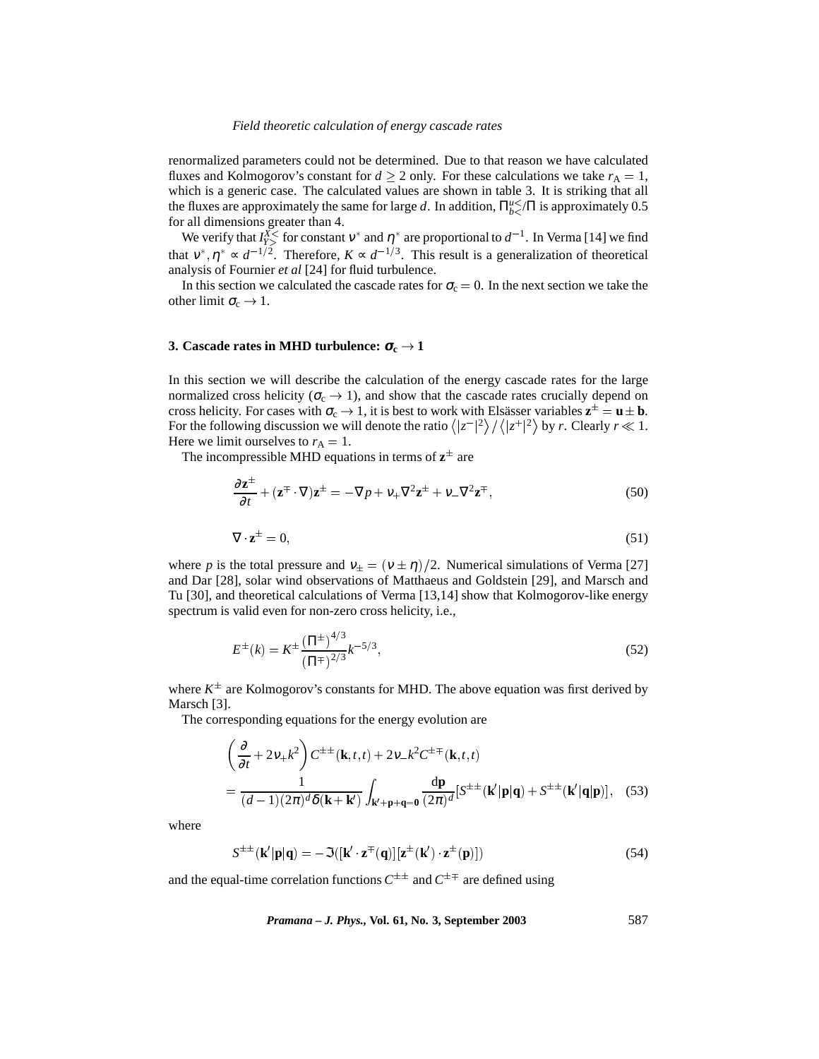renormalized parameters could not be determined. Due to that reason we have calculated fluxes and Kolmogorov's constant for $d \geq 2$ only. For these calculations we take $r_A = 1$, which is a generic case. The calculated values are shown in table 3. It is striking that all the fluxes are approximately the same for large $d$. In addition, $\Pi^{u<}_{b<}/\Pi$ is approximately 0.5 for all dimensions greater than 4.

We verify that $I^{X<}_{Y>}$ for constant $\nu^*$ and $\eta^*$ are proportional to $d^{-1}$. In Verma [14] we find that $\nu^*, \eta^* \propto d^{-1/2}$. Therefore, $K \propto d^{-1/3}$. This result is a generalization of theoretical analysis of Fournier *et al* [24] for fluid turbulence.

In this section we calculated the cascade rates for $\sigma_c = 0$. In the next section we take the other limit $\sigma_c \to 1$.

## 3. Cascade rates in MHD turbulence: $\sigma_c \to 1$

In this section we will describe the calculation of the energy cascade rates for the large normalized cross helicity ($\sigma_c \to 1$), and show that the cascade rates crucially depend on cross helicity. For cases with $\sigma_c \to 1$, it is best to work with Elsässer variables $\mathbf{z}^{\pm} = \mathbf{u} \pm \mathbf{b}$. For the following discussion we will denote the ratio $\langle |z^-|^2 \rangle / \langle |z^+|^2 \rangle$ by $r$. Clearly $r \ll 1$. Here we limit ourselves to $r_A = 1$.

The incompressible MHD equations in terms of $\mathbf{z}^{\pm}$ are

$$\frac{\partial \mathbf{z}^{\pm}}{\partial t} + (\mathbf{z}^{\mp} \cdot \nabla)\mathbf{z}^{\pm} = -\nabla p + \nu_+ \nabla^2 \mathbf{z}^{\pm} + \nu_- \nabla^2 \mathbf{z}^{\mp}, \tag{50}$$

$$\nabla \cdot \mathbf{z}^{\pm} = 0, \tag{51}$$

where $p$ is the total pressure and $\nu_{\pm} = (\nu \pm \eta)/2$. Numerical simulations of Verma [27] and Dar [28], solar wind observations of Matthaeus and Goldstein [29], and Marsch and Tu [30], and theoretical calculations of Verma [13,14] show that Kolmogorov-like energy spectrum is valid even for non-zero cross helicity, i.e.,

$$E^{\pm}(k) = K^{\pm} \frac{(\Pi^{\pm})^{4/3}}{(\Pi^{\mp})^{2/3}} k^{-5/3}, \tag{52}$$

where $K^{\pm}$ are Kolmogorov's constants for MHD. The above equation was first derived by Marsch [3].

The corresponding equations for the energy evolution are

$$\begin{aligned}
&\left(\frac{\partial}{\partial t} + 2\nu_+ k^2\right) C^{\pm\pm}(\mathbf{k},t,t) + 2\nu_- k^2 C^{\pm\mp}(\mathbf{k},t,t) \\
&= \frac{1}{(d-1)(2\pi)^d \delta(\mathbf{k}+\mathbf{k}')} \int_{\mathbf{k}'+\mathbf{p}+\mathbf{q}=\mathbf{0}} \frac{\mathrm{d}\mathbf{p}}{(2\pi)^d} [S^{\pm\pm}(\mathbf{k}'|\mathbf{p}|\mathbf{q}) + S^{\pm\pm}(\mathbf{k}'|\mathbf{q}|\mathbf{p})],
\end{aligned} \tag{53}$$

where

$$S^{\pm\pm}(\mathbf{k}'|\mathbf{p}|\mathbf{q}) = -\Im([\mathbf{k}' \cdot \mathbf{z}^{\mp}(\mathbf{q})][\mathbf{z}^{\pm}(\mathbf{k}') \cdot \mathbf{z}^{\pm}(\mathbf{p})]) \tag{54}$$

and the equal-time correlation functions $C^{\pm\pm}$ and $C^{\pm\mp}$ are defined using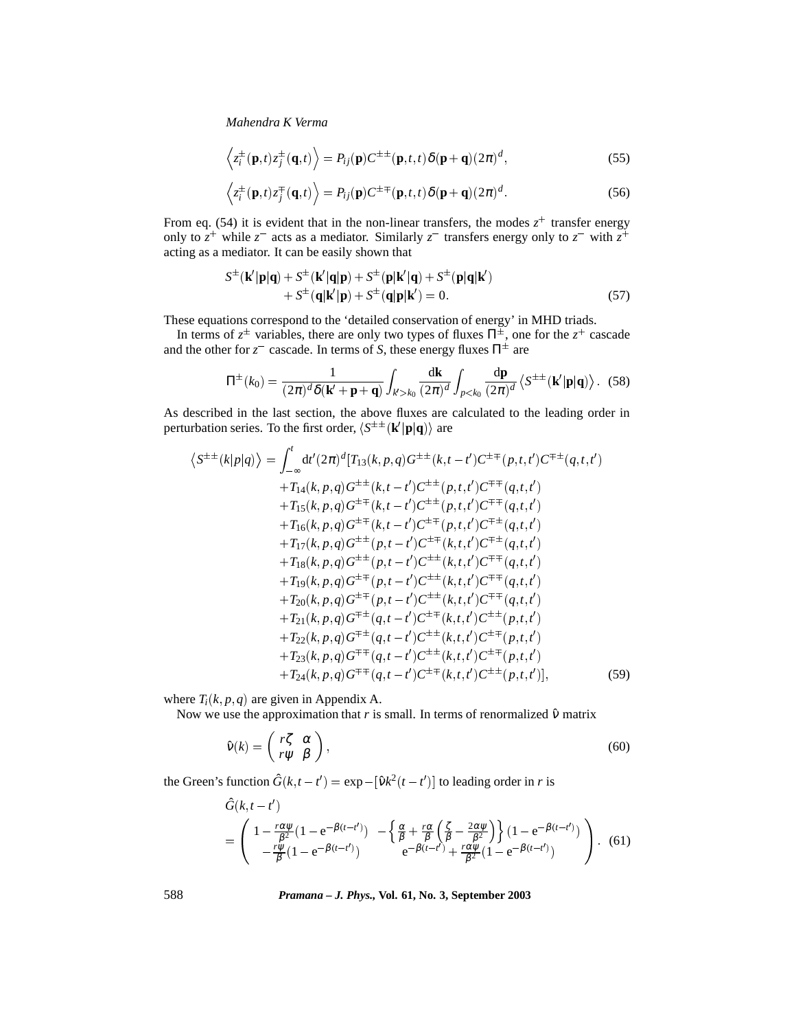$$\left\langle z_i^{\pm}(\mathbf{p},t) z_j^{\pm}(\mathbf{q},t) \right\rangle = P_{ij}(\mathbf{p}) C^{\pm\pm}(\mathbf{p},t,t) \delta(\mathbf{p}+\mathbf{q}) (2\pi)^d, \tag{55}$$

$$\left\langle z_i^{\pm}(\mathbf{p},t) z_j^{\mp}(\mathbf{q},t) \right\rangle = P_{ij}(\mathbf{p}) C^{\pm\mp}(\mathbf{p},t,t) \delta(\mathbf{p}+\mathbf{q}) (2\pi)^d. \tag{56}$$

From eq. (54) it is evident that in the non-linear transfers, the modes $z^+$ transfer energy only to $z^+$ while $z^-$ acts as a mediator. Similarly $z^-$ transfers energy only to $z^-$ with $z^+$ acting as a mediator. It can be easily shown that

$$\begin{aligned} S^{\pm}(\mathbf{k}'|\mathbf{p}|\mathbf{q}) + S^{\pm}(\mathbf{k}'|\mathbf{q}|\mathbf{p}) + S^{\pm}(\mathbf{p}|\mathbf{k}'|\mathbf{q}) + S^{\pm}(\mathbf{p}|\mathbf{q}|\mathbf{k}') \\ + S^{\pm}(\mathbf{q}|\mathbf{k}'|\mathbf{p}) + S^{\pm}(\mathbf{q}|\mathbf{p}|\mathbf{k}') = 0. \end{aligned} \tag{57}$$

These equations correspond to the 'detailed conservation of energy' in MHD triads.

In terms of $z^{\pm}$ variables, there are only two types of fluxes $\Pi^{\pm}$, one for the $z^+$ cascade and the other for $z^-$ cascade. In terms of $S$, these energy fluxes $\Pi^{\pm}$ are

$$\Pi^{\pm}(k_0) = \frac{1}{(2\pi)^d \delta(\mathbf{k}'+\mathbf{p}+\mathbf{q})} \int_{k'>k_0} \frac{\mathrm{d}\mathbf{k}}{(2\pi)^d} \int_{p<k_0} \frac{\mathrm{d}\mathbf{p}}{(2\pi)^d} \left\langle S^{\pm\pm}(\mathbf{k}'|\mathbf{p}|\mathbf{q}) \right\rangle. \tag{58}$$

As described in the last section, the above fluxes are calculated to the leading order in perturbation series. To the first order, $\langle S^{\pm\pm}(\mathbf{k}'|\mathbf{p}|\mathbf{q})\rangle$ are

$$\begin{aligned} \left\langle S^{\pm\pm}(k|p|q) \right\rangle = \int_{-\infty}^{t} \mathrm{d}t' (2\pi)^d [ & T_{13}(k,p,q) G^{\pm\pm}(k,t-t') C^{\pm\mp}(p,t,t') C^{\mp\pm}(q,t,t') \\ & + T_{14}(k,p,q) G^{\pm\pm}(k,t-t') C^{\pm\pm}(p,t,t') C^{\mp\mp}(q,t,t') \\ & + T_{15}(k,p,q) G^{\pm\mp}(k,t-t') C^{\pm\pm}(p,t,t') C^{\mp\mp}(q,t,t') \\ & + T_{16}(k,p,q) G^{\pm\mp}(k,t-t') C^{\pm\mp}(p,t,t') C^{\mp\pm}(q,t,t') \\ & + T_{17}(k,p,q) G^{\pm\pm}(p,t-t') C^{\pm\mp}(k,t,t') C^{\mp\pm}(q,t,t') \\ & + T_{18}(k,p,q) G^{\pm\pm}(p,t-t') C^{\pm\pm}(k,t,t') C^{\mp\mp}(q,t,t') \\ & + T_{19}(k,p,q) G^{\pm\mp}(p,t-t') C^{\pm\pm}(k,t,t') C^{\mp\mp}(q,t,t') \\ & + T_{20}(k,p,q) G^{\pm\mp}(p,t-t') C^{\pm\pm}(k,t,t') C^{\mp\mp}(q,t,t') \\ & + T_{21}(k,p,q) G^{\mp\pm}(q,t-t') C^{\pm\mp}(k,t,t') C^{\pm\pm}(p,t,t') \\ & + T_{22}(k,p,q) G^{\mp\pm}(q,t-t') C^{\pm\pm}(k,t,t') C^{\pm\mp}(p,t,t') \\ & + T_{23}(k,p,q) G^{\mp\mp}(q,t-t') C^{\pm\pm}(k,t,t') C^{\pm\mp}(p,t,t') \\ & + T_{24}(k,p,q) G^{\mp\mp}(q,t-t') C^{\pm\mp}(k,t,t') C^{\pm\pm}(p,t,t')], \end{aligned} \tag{59}$$

where $T_i(k,p,q)$ are given in Appendix A.

Now we use the approximation that $r$ is small. In terms of renormalized $\hat{\nu}$ matrix

$$\hat{\nu}(k) = \begin{pmatrix} r\zeta & \alpha \\ r\psi & \beta \end{pmatrix}, \tag{60}$$

the Green's function $\hat{G}(k,t-t') = \exp-[\hat{\nu}k^2(t-t')]$ to leading order in $r$ is

$$\begin{aligned} & \hat{G}(k,t-t') \\ & = \begin{pmatrix} 1 - \frac{r\alpha\psi}{\beta^2}(1-\mathrm{e}^{-\beta(t-t')}) & -\left\{ \frac{\alpha}{\beta} + \frac{r\alpha}{\beta}\left( \frac{\zeta}{\beta} - \frac{2\alpha\psi}{\beta^2} \right) \right\} (1-\mathrm{e}^{-\beta(t-t')}) \\ -\frac{r\psi}{\beta}(1-\mathrm{e}^{-\beta(t-t')}) & \mathrm{e}^{-\beta(t-t')} + \frac{r\alpha\psi}{\beta^2}(1-\mathrm{e}^{-\beta(t-t')}) \end{pmatrix}. \end{aligned} \tag{61}$$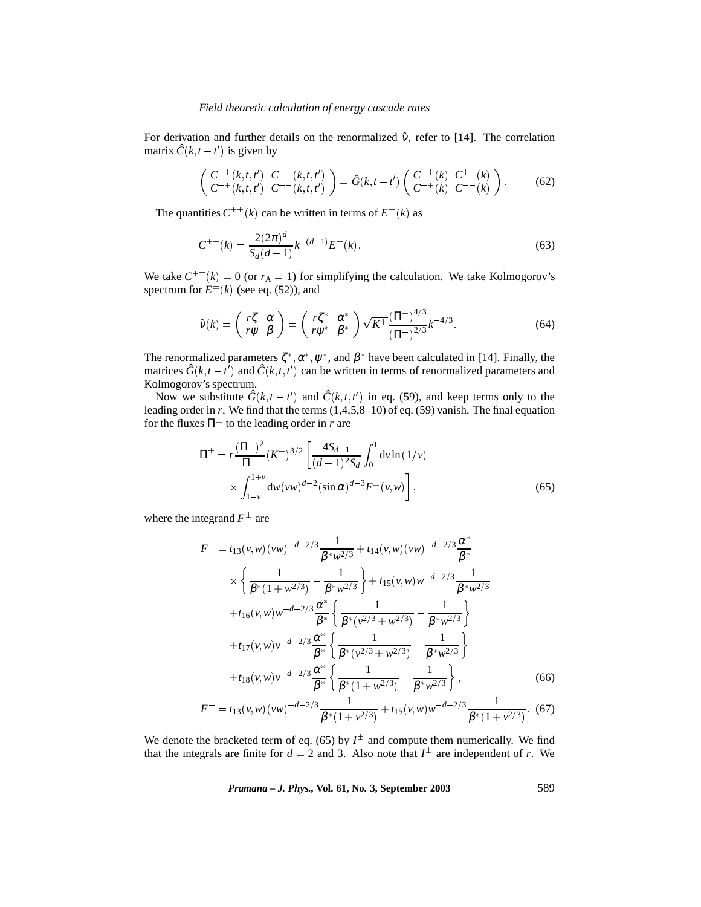For derivation and further details on the renormalized $\hat{\nu}$, refer to [14]. The correlation matrix $\hat{C}(k,t-t')$ is given by

$$\begin{pmatrix} C^{++}(k,t,t') & C^{+-}(k,t,t') \\ C^{-+}(k,t,t') & C^{--}(k,t,t') \end{pmatrix} = \hat{G}(k,t-t') \begin{pmatrix} C^{++}(k) & C^{+-}(k) \\ C^{-+}(k) & C^{--}(k) \end{pmatrix}. \tag{62}$$

The quantities $C^{\pm\pm}(k)$ can be written in terms of $E^{\pm}(k)$ as

$$C^{\pm\pm}(k) = \frac{2(2\pi)^d}{S_d(d-1)} k^{-(d-1)} E^{\pm}(k). \tag{63}$$

We take $C^{\pm\mp}(k) = 0$ (or $r_A = 1$) for simplifying the calculation. We take Kolmogorov's spectrum for $E^{\pm}(k)$ (see eq. (52)), and

$$\hat{\nu}(k) = \begin{pmatrix} r\zeta & \alpha \\ r\psi & \beta \end{pmatrix} = \begin{pmatrix} r\zeta^* & \alpha^* \\ r\psi^* & \beta^* \end{pmatrix} \sqrt{K^+} \frac{(\Pi^+)^{4/3}}{(\Pi^-)^{2/3}} k^{-4/3}. \tag{64}$$

The renormalized parameters $\zeta^*, \alpha^*, \psi^*$, and $\beta^*$ have been calculated in [14]. Finally, the matrices $\hat{G}(k,t-t')$ and $\hat{C}(k,t,t')$ can be written in terms of renormalized parameters and Kolmogorov's spectrum.

Now we substitute $\hat{G}(k,t-t')$ and $\hat{C}(k,t,t')$ in eq. (59), and keep terms only to the leading order in $r$. We find that the terms (1,4,5,8–10) of eq. (59) vanish. The final equation for the fluxes $\Pi^{\pm}$ to the leading order in $r$ are

$$\Pi^{\pm} = r\frac{(\Pi^+)^2}{\Pi^-}(K^+)^{3/2} \left[ \frac{4S_{d-1}}{(d-1)^2 S_d} \int_0^1 \mathrm{d}v \ln(1/v) \times \int_{1-v}^{1+v} \mathrm{d}w (vw)^{d-2} (\sin\alpha)^{d-3} F^{\pm}(v,w) \right], \tag{65}$$

where the integrand $F^{\pm}$ are

$$\begin{aligned} F^+ = {} & t_{13}(v,w)(vw)^{-d-2/3} \frac{1}{\beta^* w^{2/3}} + t_{14}(v,w)(vw)^{-d-2/3} \frac{\alpha^*}{\beta^*} \\ & \times \left\{ \frac{1}{\beta^*(1+w^{2/3})} - \frac{1}{\beta^* w^{2/3}} \right\} + t_{15}(v,w) w^{-d-2/3} \frac{1}{\beta^* w^{2/3}} \\ & + t_{16}(v,w) w^{-d-2/3} \frac{\alpha^*}{\beta^*} \left\{ \frac{1}{\beta^*(v^{2/3}+w^{2/3})} - \frac{1}{\beta^* w^{2/3}} \right\} \\ & + t_{17}(v,w) v^{-d-2/3} \frac{\alpha^*}{\beta^*} \left\{ \frac{1}{\beta^*(v^{2/3}+w^{2/3})} - \frac{1}{\beta^* w^{2/3}} \right\} \\ & + t_{18}(v,w) v^{-d-2/3} \frac{\alpha^*}{\beta^*} \left\{ \frac{1}{\beta^*(1+w^{2/3})} - \frac{1}{\beta^* w^{2/3}} \right\}, \end{aligned} \tag{66}$$

$$F^- = t_{13}(v,w)(vw)^{-d-2/3} \frac{1}{\beta^*(1+v^{2/3})} + t_{15}(v,w) w^{-d-2/3} \frac{1}{\beta^*(1+v^{2/3})}. \tag{67}$$

We denote the bracketed term of eq. (65) by $I^{\pm}$ and compute them numerically. We find that the integrals are finite for $d=2$ and 3. Also note that $I^{\pm}$ are independent of $r$. We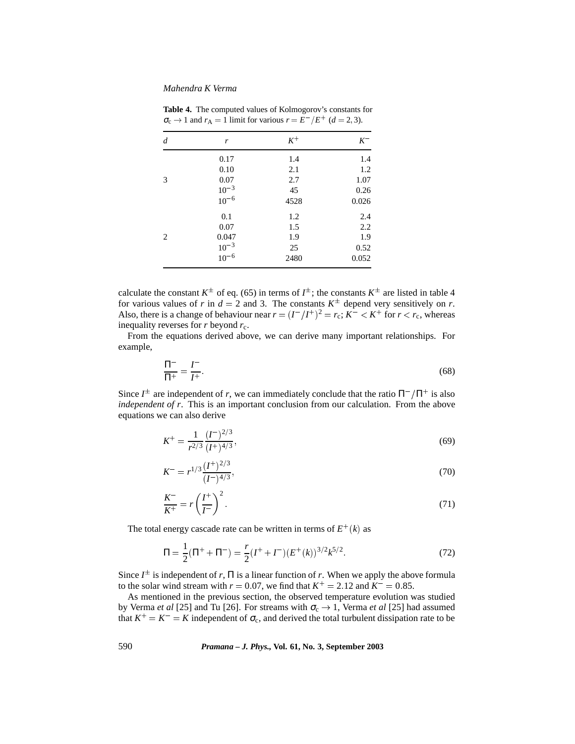**Table 4.** The computed values of Kolmogorov's constants for $\sigma_c \to 1$ and $r_A = 1$ limit for various $r = E^-/E^+$ ($d = 2, 3$).

| $d$ | $r$ | $K^+$ | $K^-$ |
|---|---|---|---|
| | 0.17 | 1.4 | 1.4 |
| | 0.10 | 2.1 | 1.2 |
| 3 | 0.07 | 2.7 | 1.07 |
| | $10^{-3}$ | 45 | 0.26 |
| | $10^{-6}$ | 4528 | 0.026 |
| | 0.1 | 1.2 | 2.4 |
| | 0.07 | 1.5 | 2.2 |
| 2 | 0.047 | 1.9 | 1.9 |
| | $10^{-3}$ | 25 | 0.52 |
| | $10^{-6}$ | 2480 | 0.052 |

calculate the constant $K^{\pm}$ of eq. (65) in terms of $I^{\pm}$; the constants $K^{\pm}$ are listed in table 4 for various values of $r$ in $d = 2$ and 3. The constants $K^{\pm}$ depend very sensitively on $r$. Also, there is a change of behaviour near $r = (I^-/I^+)^2 = r_c$; $K^- < K^+$ for $r < r_c$, whereas inequality reverses for $r$ beyond $r_c$.

From the equations derived above, we can derive many important relationships. For example,

$$\frac{\Pi^-}{\Pi^+} = \frac{I^-}{I^+}. \tag{68}$$

Since $I^{\pm}$ are independent of $r$, we can immediately conclude that the ratio $\Pi^-/\Pi^+$ is also *independent of $r$*. This is an important conclusion from our calculation. From the above equations we can also derive

$$K^+ = \frac{1}{r^{2/3}} \frac{(I^-)^{2/3}}{(I^+)^{4/3}}, \tag{69}$$

$$K^- = r^{1/3} \frac{(I^+)^{2/3}}{(I^-)^{4/3}}, \tag{70}$$

$$\frac{K^-}{K^+} = r \left( \frac{I^+}{I^-} \right)^2. \tag{71}$$

The total energy cascade rate can be written in terms of $E^+(k)$ as

$$\Pi = \frac{1}{2}(\Pi^+ + \Pi^-) = \frac{r}{2}(I^+ + I^-)(E^+(k))^{3/2} k^{5/2}. \tag{72}$$

Since $I^{\pm}$ is independent of $r$, $\Pi$ is a linear function of $r$. When we apply the above formula to the solar wind stream with $r = 0.07$, we find that $K^+ = 2.12$ and $K^- = 0.85$.

As mentioned in the previous section, the observed temperature evolution was studied by Verma *et al* [25] and Tu [26]. For streams with $\sigma_c \to 1$, Verma *et al* [25] had assumed that $K^+ = K^- = K$ independent of $\sigma_c$, and derived the total turbulent dissipation rate to be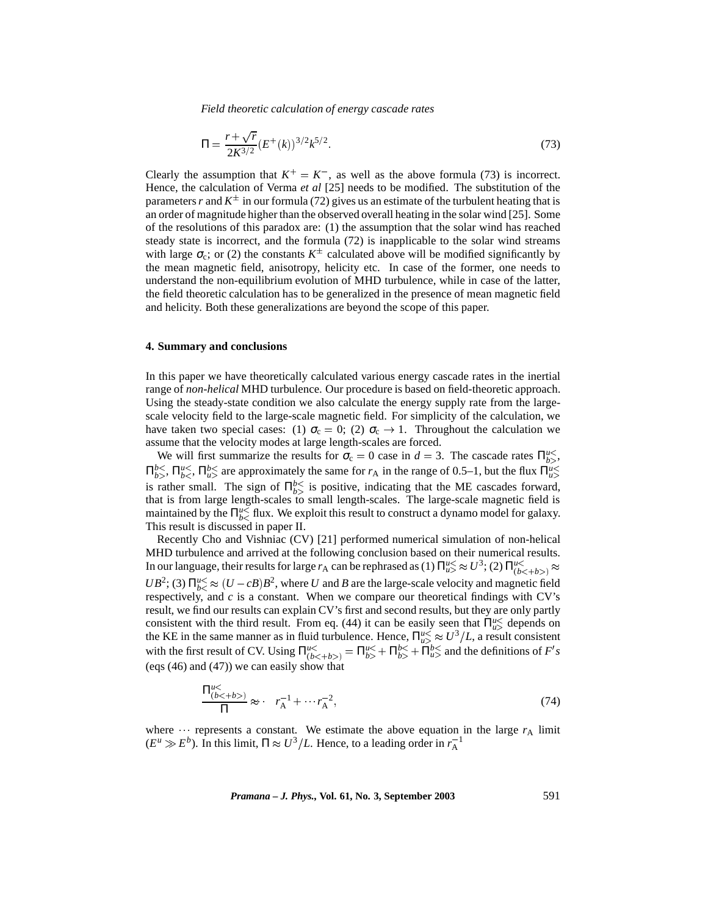$$\Pi = \frac{r+\sqrt{r}}{2K^{3/2}}(E^{+}(k))^{3/2}k^{5/2}. \tag{73}$$

Clearly the assumption that $K^{+} = K^{-}$, as well as the above formula (73) is incorrect. Hence, the calculation of Verma *et al* [25] needs to be modified. The substitution of the parameters $r$ and $K^{\pm}$ in our formula (72) gives us an estimate of the turbulent heating that is an order of magnitude higher than the observed overall heating in the solar wind [25]. Some of the resolutions of this paradox are: (1) the assumption that the solar wind has reached steady state is incorrect, and the formula (72) is inapplicable to the solar wind streams with large $\sigma_c$; or (2) the constants $K^{\pm}$ calculated above will be modified significantly by the mean magnetic field, anisotropy, helicity etc. In case of the former, one needs to understand the non-equilibrium evolution of MHD turbulence, while in case of the latter, the field theoretic calculation has to be generalized in the presence of mean magnetic field and helicity. Both these generalizations are beyond the scope of this paper.

## 4. Summary and conclusions

In this paper we have theoretically calculated various energy cascade rates in the inertial range of *non-helical* MHD turbulence. Our procedure is based on field-theoretic approach. Using the steady-state condition we also calculate the energy supply rate from the large-scale velocity field to the large-scale magnetic field. For simplicity of the calculation, we have taken two special cases: (1) $\sigma_c = 0$; (2) $\sigma_c \to 1$. Throughout the calculation we assume that the velocity modes at large length-scales are forced.

We will first summarize the results for $\sigma_c = 0$ case in $d = 3$. The cascade rates $\Pi^{u<}_{b>}$, $\Pi^{b<}_{b>}$, $\Pi^{u<}_{b<}$, $\Pi^{b<}_{u>}$ are approximately the same for $r_A$ in the range of 0.5–1, but the flux $\Pi^{u<}_{u>}$ is rather small. The sign of $\Pi^{b<}_{b>}$ is positive, indicating that the ME cascades forward, that is from large length-scales to small length-scales. The large-scale magnetic field is maintained by the $\Pi^{u<}_{b<}$ flux. We exploit this result to construct a dynamo model for galaxy. This result is discussed in paper II.

Recently Cho and Vishniac (CV) [21] performed numerical simulation of non-helical MHD turbulence and arrived at the following conclusion based on their numerical results. In our language, their results for large $r_A$ can be rephrased as (1) $\Pi^{u<}_{u>} \approx U^3$; (2) $\Pi^{u<}_{(b<+b>)} \approx UB^2$; (3) $\Pi^{u<}_{b<} \approx (U - cB)B^2$, where $U$ and $B$ are the large-scale velocity and magnetic field respectively, and $c$ is a constant. When we compare our theoretical findings with CV's result, we find our results can explain CV's first and second results, but they are only partly consistent with the third result. From eq. (44) it can be easily seen that $\Pi^{u<}_{u>}$ depends on the KE in the same manner as in fluid turbulence. Hence, $\Pi^{u<}_{u>} \approx U^3/L$, a result consistent with the first result of CV. Using $\Pi^{u<}_{(b<+b>)} = \Pi^{u<}_{b>} + \Pi^{b<}_{b>} + \Pi^{b<}_{u>}$ and the definitions of $F's$ (eqs (46) and (47)) we can easily show that

$$\frac{\Pi^{u<}_{(b<+b>)}}{\Pi} \approx \cdot \quad r_A^{-1} + \cdots r_A^{-2}, \tag{74}$$

where $\cdots$ represents a constant. We estimate the above equation in the large $r_A$ limit ($E^u \gg E^b$). In this limit, $\Pi \approx U^3/L$. Hence, to a leading order in $r_A^{-1}$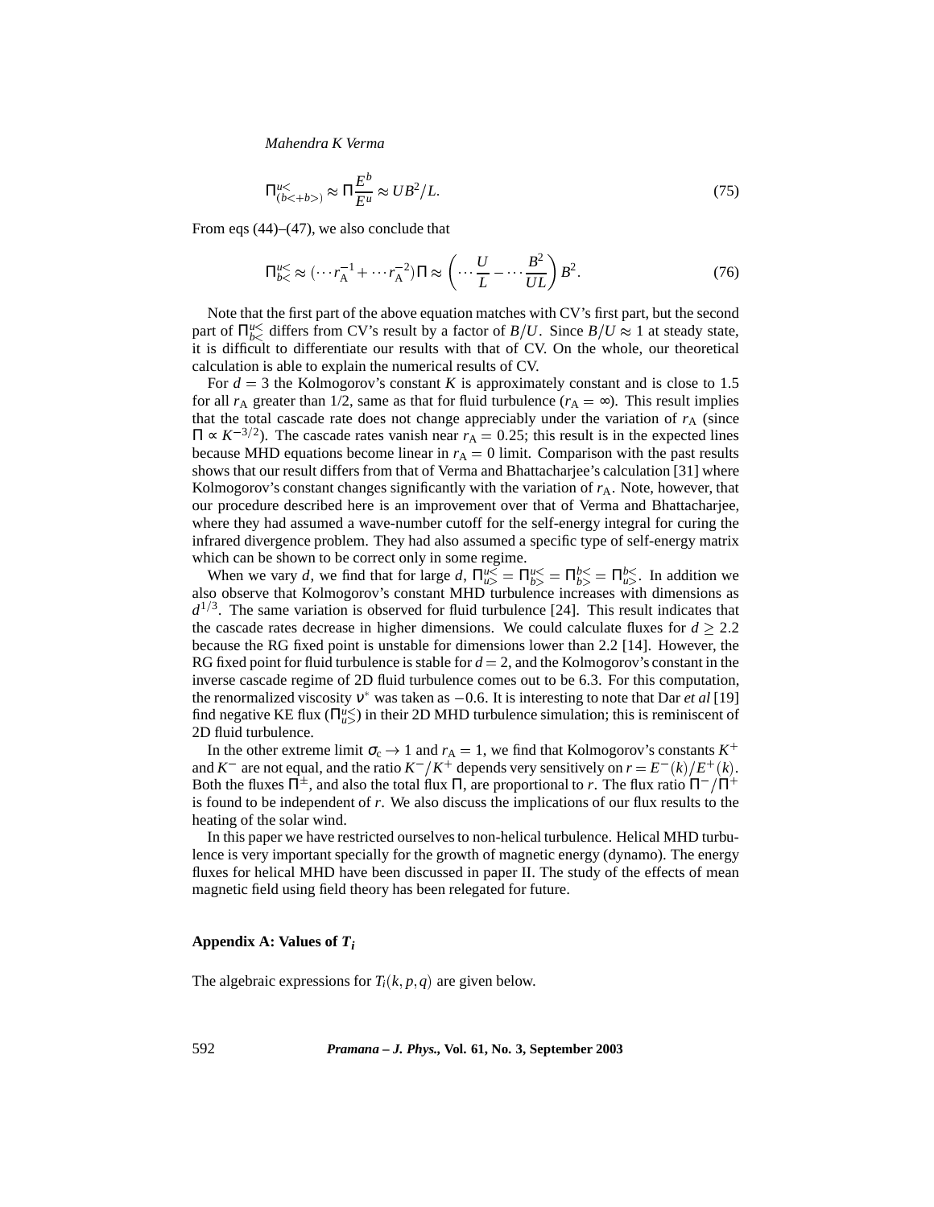$$\Pi^{u<}_{(b<+b>)} \approx \Pi \frac{E^b}{E^u} \approx UB^2/L. \tag{75}$$

From eqs (44)–(47), we also conclude that

$$\Pi^{u<}_{b<} \approx (\cdots r_A^{-1} + \cdots r_A^{-2})\Pi \approx \left(\cdots \frac{U}{L} - \cdots \frac{B^2}{UL}\right) B^2. \tag{76}$$

Note that the first part of the above equation matches with CV's first part, but the second part of $\Pi^{u<}_{b<}$ differs from CV's result by a factor of $B/U$. Since $B/U \approx 1$ at steady state, it is difficult to differentiate our results with that of CV. On the whole, our theoretical calculation is able to explain the numerical results of CV.

For $d = 3$ the Kolmogorov's constant $K$ is approximately constant and is close to 1.5 for all $r_A$ greater than 1/2, same as that for fluid turbulence ($r_A = \infty$). This result implies that the total cascade rate does not change appreciably under the variation of $r_A$ (since $\Pi \propto K^{-3/2}$). The cascade rates vanish near $r_A = 0.25$; this result is in the expected lines because MHD equations become linear in $r_A = 0$ limit. Comparison with the past results shows that our result differs from that of Verma and Bhattacharjee's calculation [31] where Kolmogorov's constant changes significantly with the variation of $r_A$. Note, however, that our procedure described here is an improvement over that of Verma and Bhattacharjee, where they had assumed a wave-number cutoff for the self-energy integral for curing the infrared divergence problem. They had also assumed a specific type of self-energy matrix which can be shown to be correct only in some regime.

When we vary $d$, we find that for large $d$, $\Pi^{u<}_{u>} = \Pi^{u<}_{b>} = \Pi^{b<}_{b>} = \Pi^{b<}_{u>}$. In addition we also observe that Kolmogorov's constant MHD turbulence increases with dimensions as $d^{1/3}$. The same variation is observed for fluid turbulence [24]. This result indicates that the cascade rates decrease in higher dimensions. We could calculate fluxes for $d \geq 2.2$ because the RG fixed point is unstable for dimensions lower than 2.2 [14]. However, the RG fixed point for fluid turbulence is stable for $d = 2$, and the Kolmogorov's constant in the inverse cascade regime of 2D fluid turbulence comes out to be 6.3. For this computation, the renormalized viscosity $\nu^*$ was taken as $-0.6$. It is interesting to note that Dar *et al* [19] find negative KE flux ($\Pi^{u<}_{u>}$) in their 2D MHD turbulence simulation; this is reminiscent of 2D fluid turbulence.

In the other extreme limit $\sigma_c \to 1$ and $r_A = 1$, we find that Kolmogorov's constants $K^+$ and $K^-$ are not equal, and the ratio $K^-/K^+$ depends very sensitively on $r = E^-(k)/E^+(k)$. Both the fluxes $\Pi^{\pm}$, and also the total flux $\Pi$, are proportional to $r$. The flux ratio $\Pi^-/\Pi^+$ is found to be independent of $r$. We also discuss the implications of our flux results to the heating of the solar wind.

In this paper we have restricted ourselves to non-helical turbulence. Helical MHD turbulence is very important specially for the growth of magnetic energy (dynamo). The energy fluxes for helical MHD have been discussed in paper II. The study of the effects of mean magnetic field using field theory has been relegated for future.

## Appendix A: Values of $T_i$

The algebraic expressions for $T_i(k, p, q)$ are given below.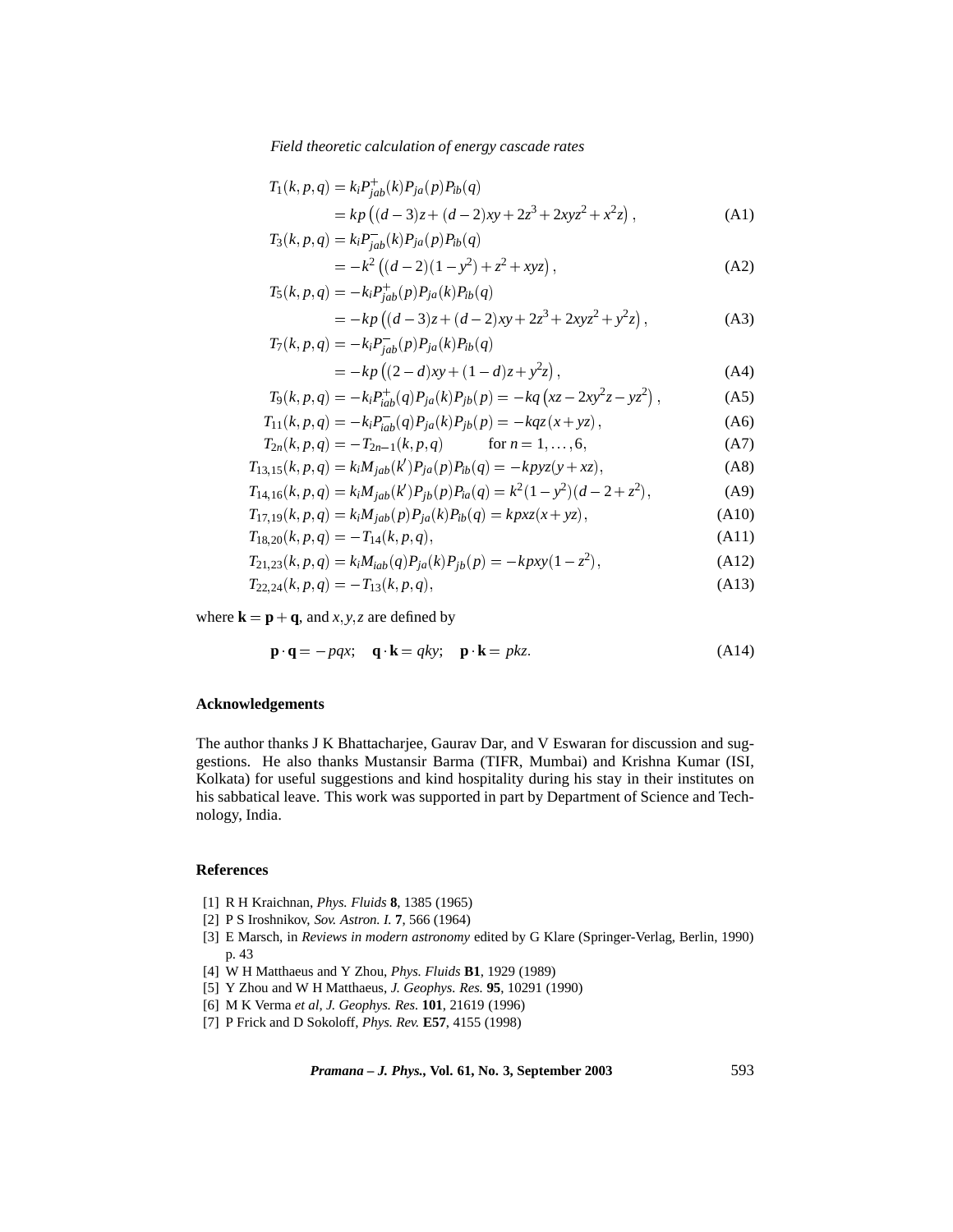$$T_1(k,p,q) = k_i P^+_{jab}(k) P_{ja}(p) P_{ib}(q)$$
$$= kp\left((d-3)z + (d-2)xy + 2z^3 + 2xyz^2 + x^2 z\right), \tag{A1}$$

$$T_3(k,p,q) = k_i P^-_{jab}(k) P_{ja}(p) P_{ib}(q)$$
$$= -k^2\left((d-2)(1-y^2) + z^2 + xyz\right), \tag{A2}$$

$$T_5(k,p,q) = -k_i P^+_{jab}(p) P_{ja}(k) P_{ib}(q)$$
$$= -kp\left((d-3)z + (d-2)xy + 2z^3 + 2xyz^2 + y^2 z\right), \tag{A3}$$

$$T_7(k,p,q) = -k_i P^-_{jab}(p) P_{ja}(k) P_{ib}(q)$$
$$= -kp\left((2-d)xy + (1-d)z + y^2 z\right), \tag{A4}$$

$$T_9(k,p,q) = -k_i P^+_{iab}(q) P_{ja}(k) P_{jb}(p) = -kq\left(xz - 2xy^2 z - yz^2\right), \tag{A5}$$

$$T_{11}(k,p,q) = -k_i P^-_{iab}(q) P_{ja}(k) P_{jb}(p) = -kqz(x + yz), \tag{A6}$$

$$T_{2n}(k,p,q) = -T_{2n-1}(k,p,q) \qquad \text{for } n = 1,\ldots,6, \tag{A7}$$

$$T_{13,15}(k,p,q) = k_i M_{jab}(k') P_{ja}(p) P_{ib}(q) = -kpyz(y + xz), \tag{A8}$$

$$T_{14,16}(k,p,q) = k_i M_{jab}(k') P_{jb}(p) P_{ia}(q) = k^2(1-y^2)(d-2+z^2), \tag{A9}$$

$$T_{17,19}(k,p,q) = k_i M_{jab}(p) P_{ja}(k) P_{ib}(q) = kpxz(x + yz), \tag{A10}$$

$$T_{18,20}(k,p,q) = -T_{14}(k,p,q), \tag{A11}$$

$$T_{21,23}(k,p,q) = k_i M_{iab}(q) P_{ja}(k) P_{jb}(p) = -kpxy(1-z^2), \tag{A12}$$

$$T_{22,24}(k,p,q) = -T_{13}(k,p,q), \tag{A13}$$

where $\mathbf{k} = \mathbf{p} + \mathbf{q}$, and $x, y, z$ are defined by

$$\mathbf{p}\cdot\mathbf{q} = -pqx; \quad \mathbf{q}\cdot\mathbf{k} = qky; \quad \mathbf{p}\cdot\mathbf{k} = pkz. \tag{A14}$$

## Acknowledgements

The author thanks J K Bhattacharjee, Gaurav Dar, and V Eswaran for discussion and suggestions. He also thanks Mustansir Barma (TIFR, Mumbai) and Krishna Kumar (ISI, Kolkata) for useful suggestions and kind hospitality during his stay in their institutes on his sabbatical leave. This work was supported in part by Department of Science and Technology, India.

## References

[1] R H Kraichnan, *Phys. Fluids* **8**, 1385 (1965)
[2] P S Iroshnikov, *Sov. Astron. I.* **7**, 566 (1964)
[3] E Marsch, in *Reviews in modern astronomy* edited by G Klare (Springer-Verlag, Berlin, 1990) p. 43
[4] W H Matthaeus and Y Zhou, *Phys. Fluids* **B1**, 1929 (1989)
[5] Y Zhou and W H Matthaeus, *J. Geophys. Res.* **95**, 10291 (1990)
[6] M K Verma *et al*, *J. Geophys. Res.* **101**, 21619 (1996)
[7] P Frick and D Sokoloff, *Phys. Rev.* **E57**, 4155 (1998)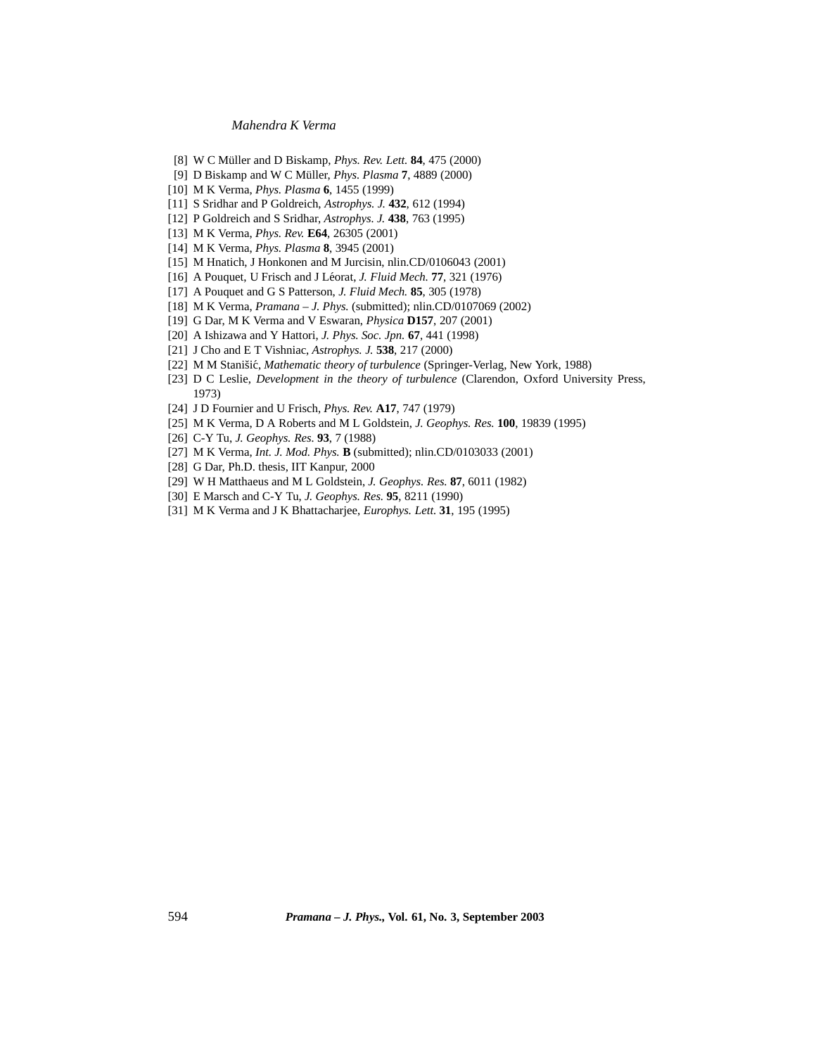[8] W C Müller and D Biskamp, *Phys. Rev. Lett.* **84**, 475 (2000)
[9] D Biskamp and W C Müller, *Phys. Plasma* **7**, 4889 (2000)
[10] M K Verma, *Phys. Plasma* **6**, 1455 (1999)
[11] S Sridhar and P Goldreich, *Astrophys. J.* **432**, 612 (1994)
[12] P Goldreich and S Sridhar, *Astrophys. J.* **438**, 763 (1995)
[13] M K Verma, *Phys. Rev.* **E64**, 26305 (2001)
[14] M K Verma, *Phys. Plasma* **8**, 3945 (2001)
[15] M Hnatich, J Honkonen and M Jurcisin, nlin.CD/0106043 (2001)
[16] A Pouquet, U Frisch and J Léorat, *J. Fluid Mech.* **77**, 321 (1976)
[17] A Pouquet and G S Patterson, *J. Fluid Mech.* **85**, 305 (1978)
[18] M K Verma, *Pramana – J. Phys.* (submitted); nlin.CD/0107069 (2002)
[19] G Dar, M K Verma and V Eswaran, *Physica* **D157**, 207 (2001)
[20] A Ishizawa and Y Hattori, *J. Phys. Soc. Jpn.* **67**, 441 (1998)
[21] J Cho and E T Vishniac, *Astrophys. J.* **538**, 217 (2000)
[22] M M Stanišić, *Mathematic theory of turbulence* (Springer-Verlag, New York, 1988)
[23] D C Leslie, *Development in the theory of turbulence* (Clarendon, Oxford University Press, 1973)
[24] J D Fournier and U Frisch, *Phys. Rev.* **A17**, 747 (1979)
[25] M K Verma, D A Roberts and M L Goldstein, *J. Geophys. Res.* **100**, 19839 (1995)
[26] C-Y Tu, *J. Geophys. Res.* **93**, 7 (1988)
[27] M K Verma, *Int. J. Mod. Phys.* **B** (submitted); nlin.CD/0103033 (2001)
[28] G Dar, Ph.D. thesis, IIT Kanpur, 2000
[29] W H Matthaeus and M L Goldstein, *J. Geophys. Res.* **87**, 6011 (1982)
[30] E Marsch and C-Y Tu, *J. Geophys. Res.* **95**, 8211 (1990)
[31] M K Verma and J K Bhattacharjee, *Europhys. Lett.* **31**, 195 (1995)